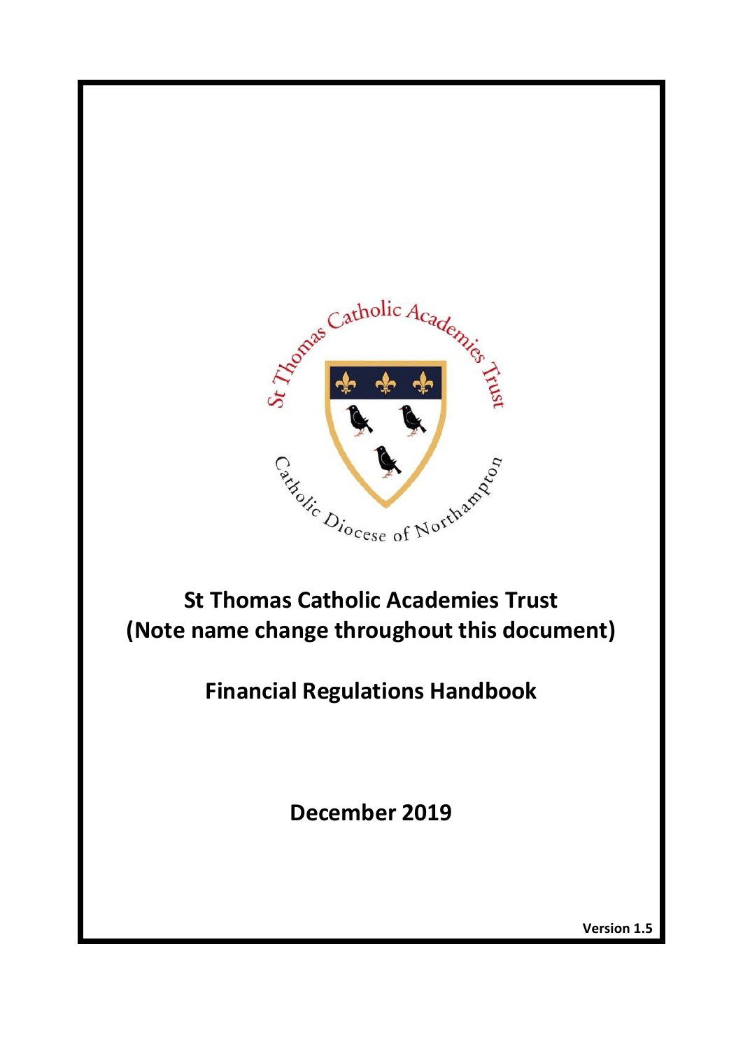# St Thomas Catholic Academies Trust
# (Note name change throughout this document)

## Financial Regulations Handbook

## December 2019

**Version 1.5**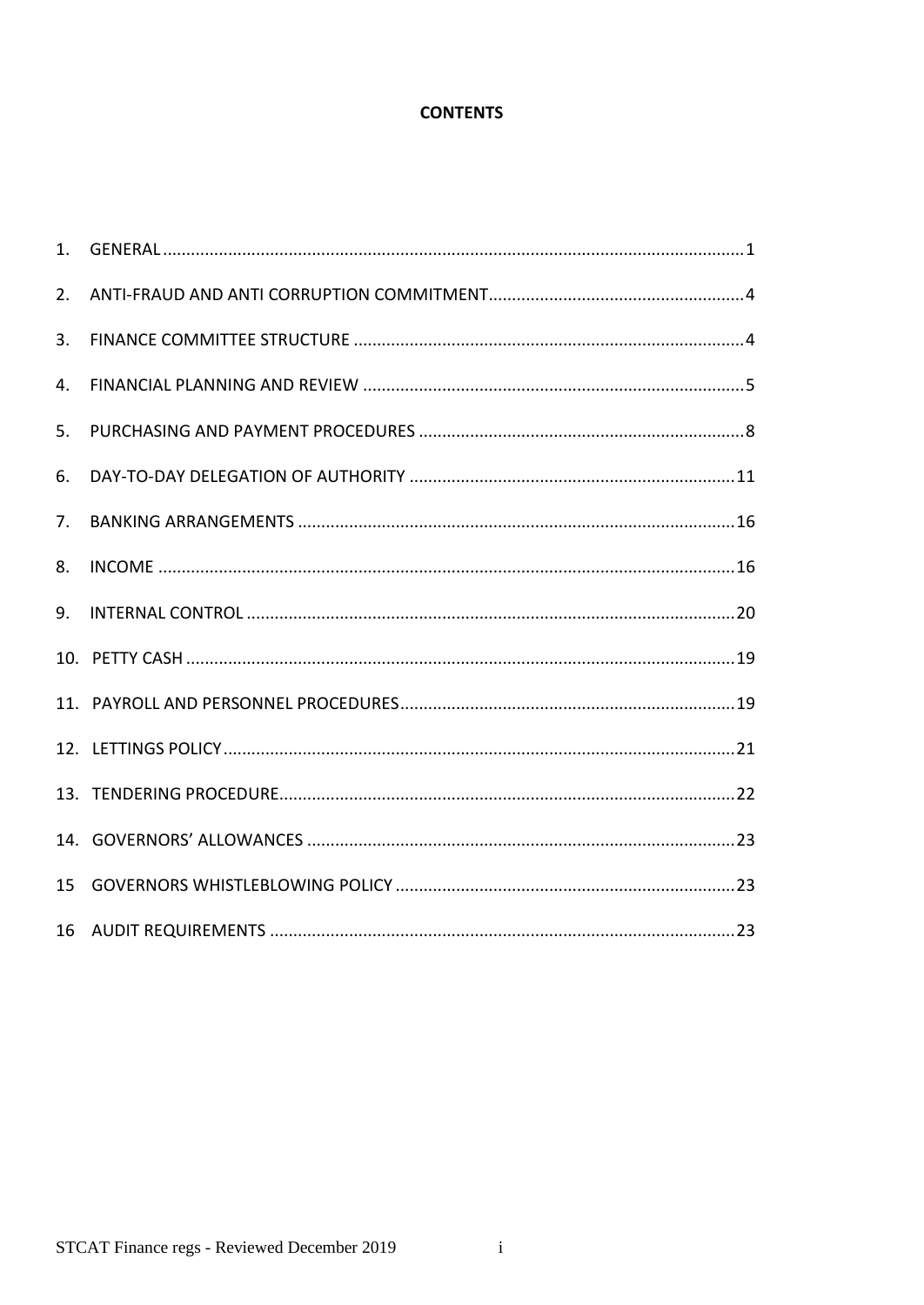**CONTENTS**

1. GENERAL ........................................................................................................................ 1
2. ANTI-FRAUD AND ANTI CORRUPTION COMMITMENT ...................................................... 4
3. FINANCE COMMITTEE STRUCTURE .................................................................................. 4
4. FINANCIAL PLANNING AND REVIEW ................................................................................ 5
5. PURCHASING AND PAYMENT PROCEDURES .................................................................... 8
6. DAY-TO-DAY DELEGATION OF AUTHORITY .................................................................... 11
7. BANKING ARRANGEMENTS ............................................................................................ 16
8. INCOME ......................................................................................................................... 16
9. INTERNAL CONTROL ....................................................................................................... 20
10. PETTY CASH .................................................................................................................. 19
11. PAYROLL AND PERSONNEL PROCEDURES ...................................................................... 19
12. LETTINGS POLICY ........................................................................................................... 21
13. TENDERING PROCEDURE ................................................................................................ 22
14. GOVERNORS' ALLOWANCES .......................................................................................... 23
15 GOVERNORS WHISTLEBLOWING POLICY ........................................................................ 23
16 AUDIT REQUIREMENTS .................................................................................................. 23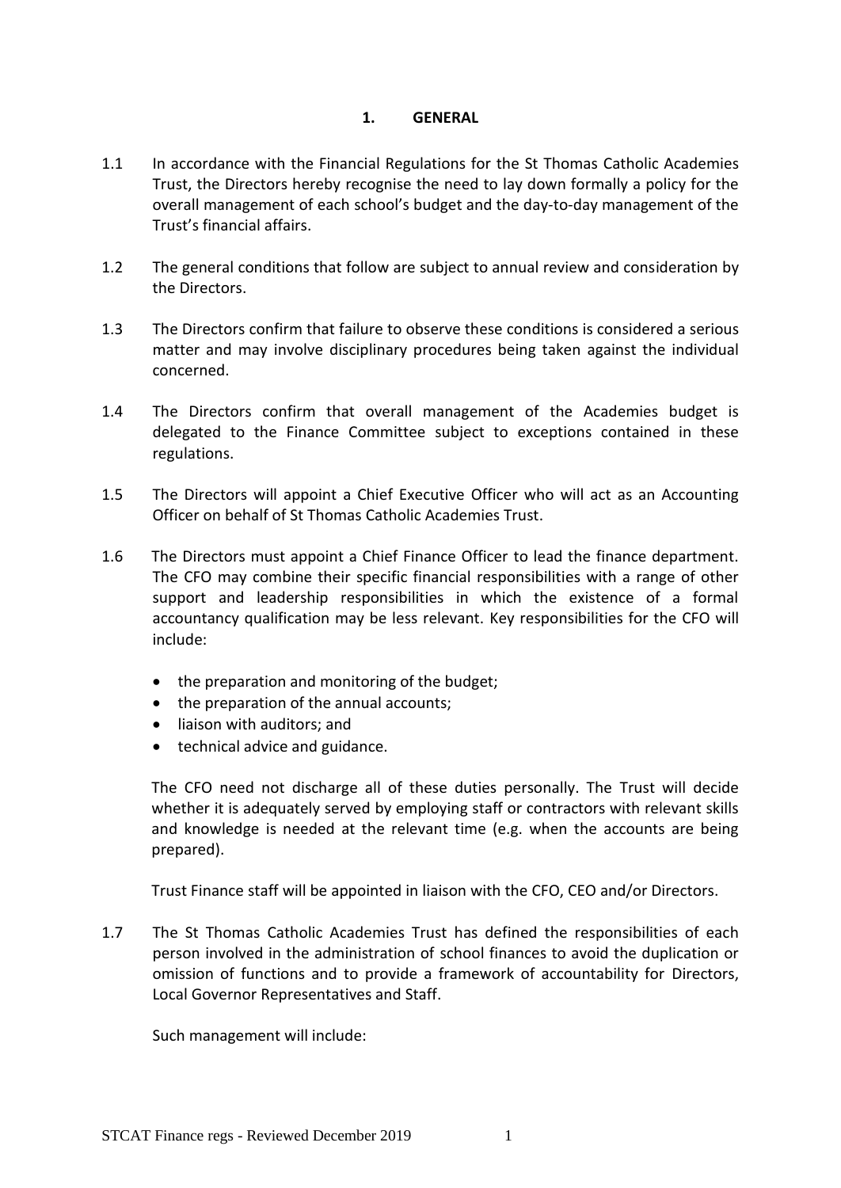## 1. GENERAL

1.1 In accordance with the Financial Regulations for the St Thomas Catholic Academies Trust, the Directors hereby recognise the need to lay down formally a policy for the overall management of each school's budget and the day-to-day management of the Trust's financial affairs.

1.2 The general conditions that follow are subject to annual review and consideration by the Directors.

1.3 The Directors confirm that failure to observe these conditions is considered a serious matter and may involve disciplinary procedures being taken against the individual concerned.

1.4 The Directors confirm that overall management of the Academies budget is delegated to the Finance Committee subject to exceptions contained in these regulations.

1.5 The Directors will appoint a Chief Executive Officer who will act as an Accounting Officer on behalf of St Thomas Catholic Academies Trust.

1.6 The Directors must appoint a Chief Finance Officer to lead the finance department. The CFO may combine their specific financial responsibilities with a range of other support and leadership responsibilities in which the existence of a formal accountancy qualification may be less relevant. Key responsibilities for the CFO will include:

- the preparation and monitoring of the budget;
- the preparation of the annual accounts;
- liaison with auditors; and
- technical advice and guidance.

The CFO need not discharge all of these duties personally. The Trust will decide whether it is adequately served by employing staff or contractors with relevant skills and knowledge is needed at the relevant time (e.g. when the accounts are being prepared).

Trust Finance staff will be appointed in liaison with the CFO, CEO and/or Directors.

1.7 The St Thomas Catholic Academies Trust has defined the responsibilities of each person involved in the administration of school finances to avoid the duplication or omission of functions and to provide a framework of accountability for Directors, Local Governor Representatives and Staff.

Such management will include: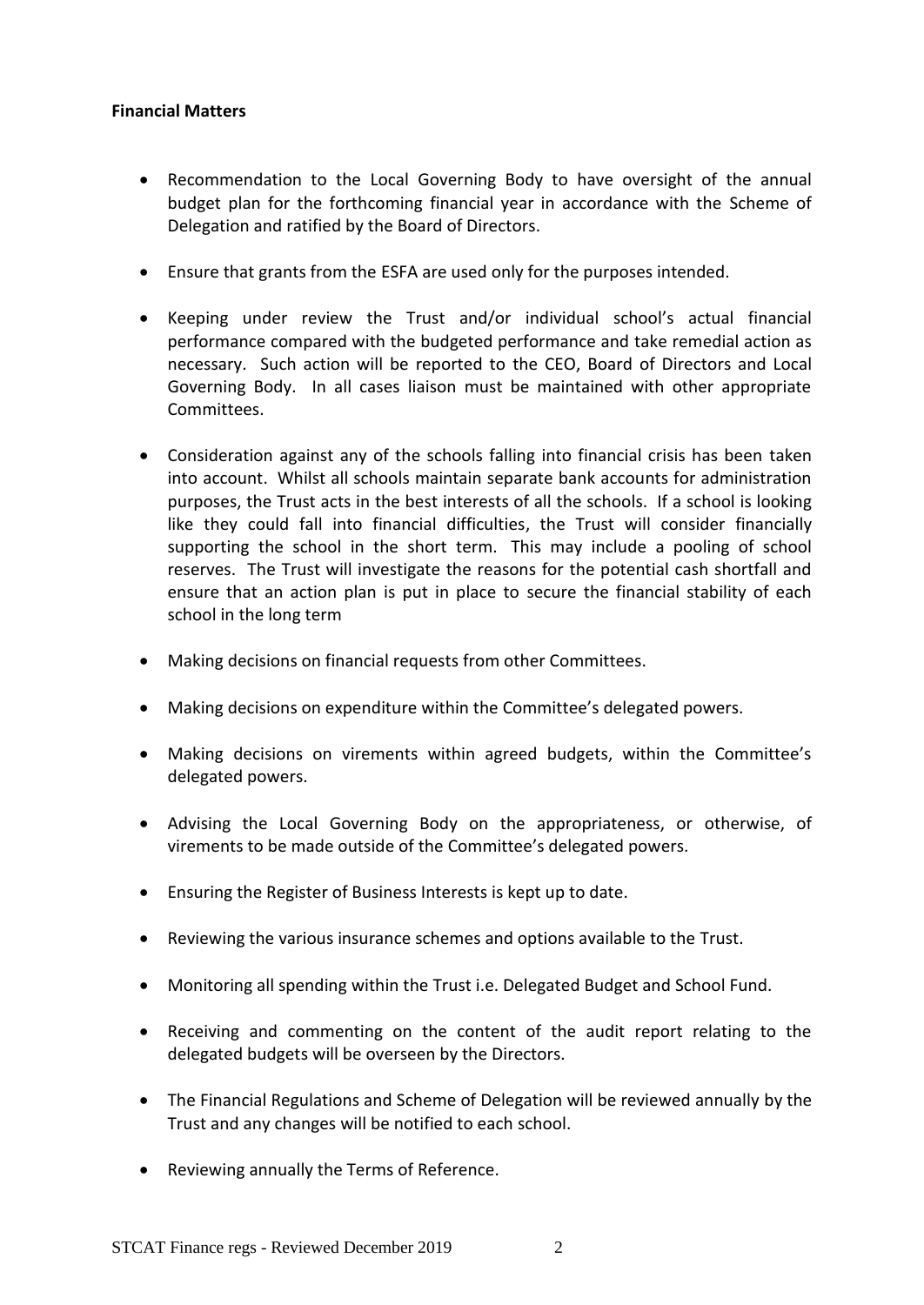**Financial Matters**

- Recommendation to the Local Governing Body to have oversight of the annual budget plan for the forthcoming financial year in accordance with the Scheme of Delegation and ratified by the Board of Directors.
- Ensure that grants from the ESFA are used only for the purposes intended.
- Keeping under review the Trust and/or individual school's actual financial performance compared with the budgeted performance and take remedial action as necessary. Such action will be reported to the CEO, Board of Directors and Local Governing Body. In all cases liaison must be maintained with other appropriate Committees.
- Consideration against any of the schools falling into financial crisis has been taken into account. Whilst all schools maintain separate bank accounts for administration purposes, the Trust acts in the best interests of all the schools. If a school is looking like they could fall into financial difficulties, the Trust will consider financially supporting the school in the short term. This may include a pooling of school reserves. The Trust will investigate the reasons for the potential cash shortfall and ensure that an action plan is put in place to secure the financial stability of each school in the long term
- Making decisions on financial requests from other Committees.
- Making decisions on expenditure within the Committee's delegated powers.
- Making decisions on virements within agreed budgets, within the Committee's delegated powers.
- Advising the Local Governing Body on the appropriateness, or otherwise, of virements to be made outside of the Committee's delegated powers.
- Ensuring the Register of Business Interests is kept up to date.
- Reviewing the various insurance schemes and options available to the Trust.
- Monitoring all spending within the Trust i.e. Delegated Budget and School Fund.
- Receiving and commenting on the content of the audit report relating to the delegated budgets will be overseen by the Directors.
- The Financial Regulations and Scheme of Delegation will be reviewed annually by the Trust and any changes will be notified to each school.
- Reviewing annually the Terms of Reference.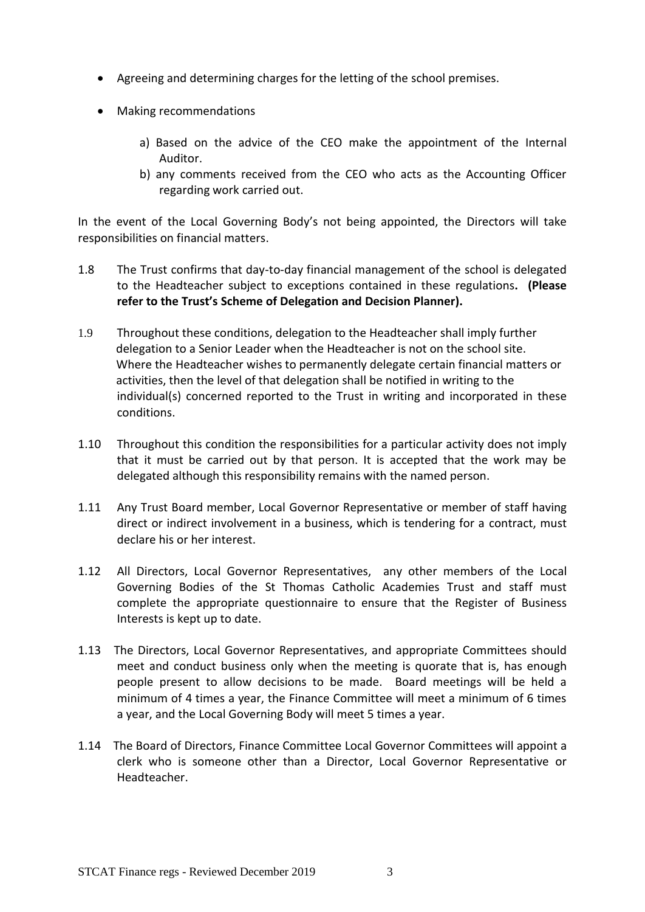- Agreeing and determining charges for the letting of the school premises.
- Making recommendations
    - a) Based on the advice of the CEO make the appointment of the Internal Auditor.
    - b) any comments received from the CEO who acts as the Accounting Officer regarding work carried out.

In the event of the Local Governing Body's not being appointed, the Directors will take responsibilities on financial matters.

1.8 The Trust confirms that day-to-day financial management of the school is delegated to the Headteacher subject to exceptions contained in these regulations**. (Please refer to the Trust's Scheme of Delegation and Decision Planner).**

1.9 Throughout these conditions, delegation to the Headteacher shall imply further delegation to a Senior Leader when the Headteacher is not on the school site. Where the Headteacher wishes to permanently delegate certain financial matters or activities, then the level of that delegation shall be notified in writing to the individual(s) concerned reported to the Trust in writing and incorporated in these conditions.

1.10 Throughout this condition the responsibilities for a particular activity does not imply that it must be carried out by that person. It is accepted that the work may be delegated although this responsibility remains with the named person.

1.11 Any Trust Board member, Local Governor Representative or member of staff having direct or indirect involvement in a business, which is tendering for a contract, must declare his or her interest.

1.12 All Directors, Local Governor Representatives, any other members of the Local Governing Bodies of the St Thomas Catholic Academies Trust and staff must complete the appropriate questionnaire to ensure that the Register of Business Interests is kept up to date.

1.13 The Directors, Local Governor Representatives, and appropriate Committees should meet and conduct business only when the meeting is quorate that is, has enough people present to allow decisions to be made. Board meetings will be held a minimum of 4 times a year, the Finance Committee will meet a minimum of 6 times a year, and the Local Governing Body will meet 5 times a year.

1.14 The Board of Directors, Finance Committee Local Governor Committees will appoint a clerk who is someone other than a Director, Local Governor Representative or Headteacher.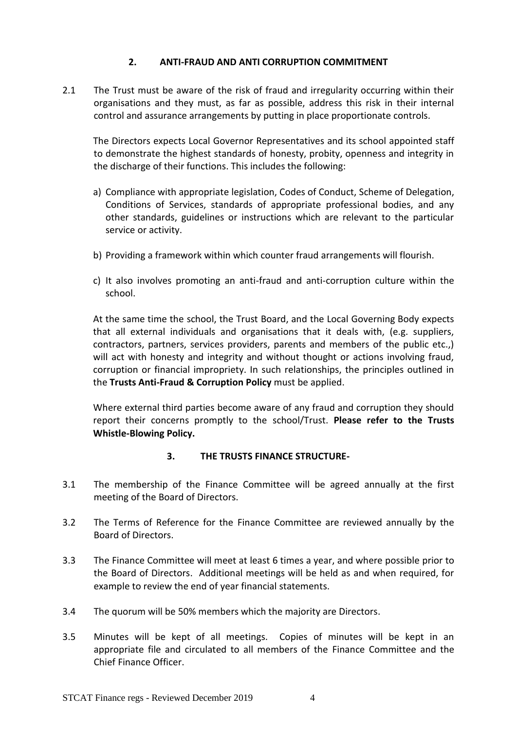## 2. ANTI-FRAUD AND ANTI CORRUPTION COMMITMENT

2.1 The Trust must be aware of the risk of fraud and irregularity occurring within their organisations and they must, as far as possible, address this risk in their internal control and assurance arrangements by putting in place proportionate controls.

The Directors expects Local Governor Representatives and its school appointed staff to demonstrate the highest standards of honesty, probity, openness and integrity in the discharge of their functions. This includes the following:

a) Compliance with appropriate legislation, Codes of Conduct, Scheme of Delegation, Conditions of Services, standards of appropriate professional bodies, and any other standards, guidelines or instructions which are relevant to the particular service or activity.

b) Providing a framework within which counter fraud arrangements will flourish.

c) It also involves promoting an anti-fraud and anti-corruption culture within the school.

At the same time the school, the Trust Board, and the Local Governing Body expects that all external individuals and organisations that it deals with, (e.g. suppliers, contractors, partners, services providers, parents and members of the public etc.,) will act with honesty and integrity and without thought or actions involving fraud, corruption or financial impropriety. In such relationships, the principles outlined in the **Trusts Anti-Fraud & Corruption Policy** must be applied.

Where external third parties become aware of any fraud and corruption they should report their concerns promptly to the school/Trust. **Please refer to the Trusts Whistle-Blowing Policy.**

## 3. THE TRUSTS FINANCE STRUCTURE-

3.1 The membership of the Finance Committee will be agreed annually at the first meeting of the Board of Directors.

3.2 The Terms of Reference for the Finance Committee are reviewed annually by the Board of Directors.

3.3 The Finance Committee will meet at least 6 times a year, and where possible prior to the Board of Directors. Additional meetings will be held as and when required, for example to review the end of year financial statements.

3.4 The quorum will be 50% members which the majority are Directors.

3.5 Minutes will be kept of all meetings. Copies of minutes will be kept in an appropriate file and circulated to all members of the Finance Committee and the Chief Finance Officer.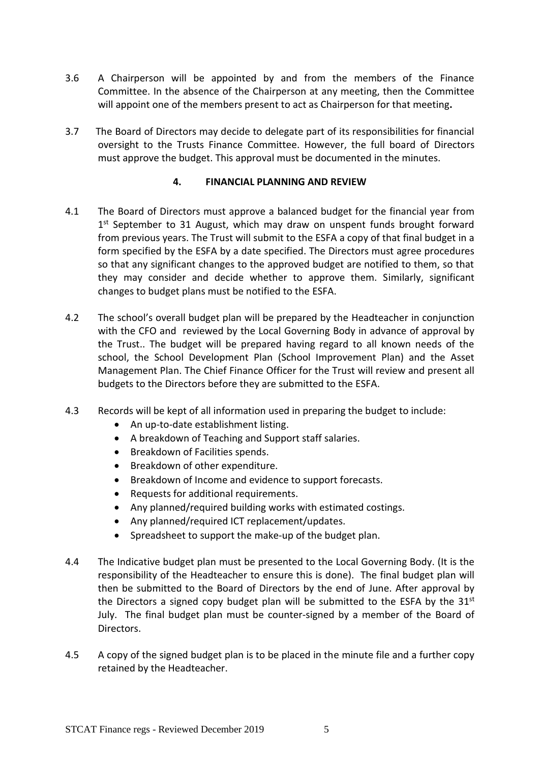3.6 A Chairperson will be appointed by and from the members of the Finance Committee. In the absence of the Chairperson at any meeting, then the Committee will appoint one of the members present to act as Chairperson for that meeting**.**

3.7 The Board of Directors may decide to delegate part of its responsibilities for financial oversight to the Trusts Finance Committee. However, the full board of Directors must approve the budget. This approval must be documented in the minutes.

## 4. FINANCIAL PLANNING AND REVIEW

4.1 The Board of Directors must approve a balanced budget for the financial year from 1st September to 31 August, which may draw on unspent funds brought forward from previous years. The Trust will submit to the ESFA a copy of that final budget in a form specified by the ESFA by a date specified. The Directors must agree procedures so that any significant changes to the approved budget are notified to them, so that they may consider and decide whether to approve them. Similarly, significant changes to budget plans must be notified to the ESFA.

4.2 The school's overall budget plan will be prepared by the Headteacher in conjunction with the CFO and reviewed by the Local Governing Body in advance of approval by the Trust.. The budget will be prepared having regard to all known needs of the school, the School Development Plan (School Improvement Plan) and the Asset Management Plan. The Chief Finance Officer for the Trust will review and present all budgets to the Directors before they are submitted to the ESFA.

4.3 Records will be kept of all information used in preparing the budget to include:

- An up-to-date establishment listing.
- A breakdown of Teaching and Support staff salaries.
- Breakdown of Facilities spends.
- Breakdown of other expenditure.
- Breakdown of Income and evidence to support forecasts.
- Requests for additional requirements.
- Any planned/required building works with estimated costings.
- Any planned/required ICT replacement/updates.
- Spreadsheet to support the make-up of the budget plan.

4.4 The Indicative budget plan must be presented to the Local Governing Body. (It is the responsibility of the Headteacher to ensure this is done). The final budget plan will then be submitted to the Board of Directors by the end of June. After approval by the Directors a signed copy budget plan will be submitted to the ESFA by the 31st July. The final budget plan must be counter-signed by a member of the Board of Directors.

4.5 A copy of the signed budget plan is to be placed in the minute file and a further copy retained by the Headteacher.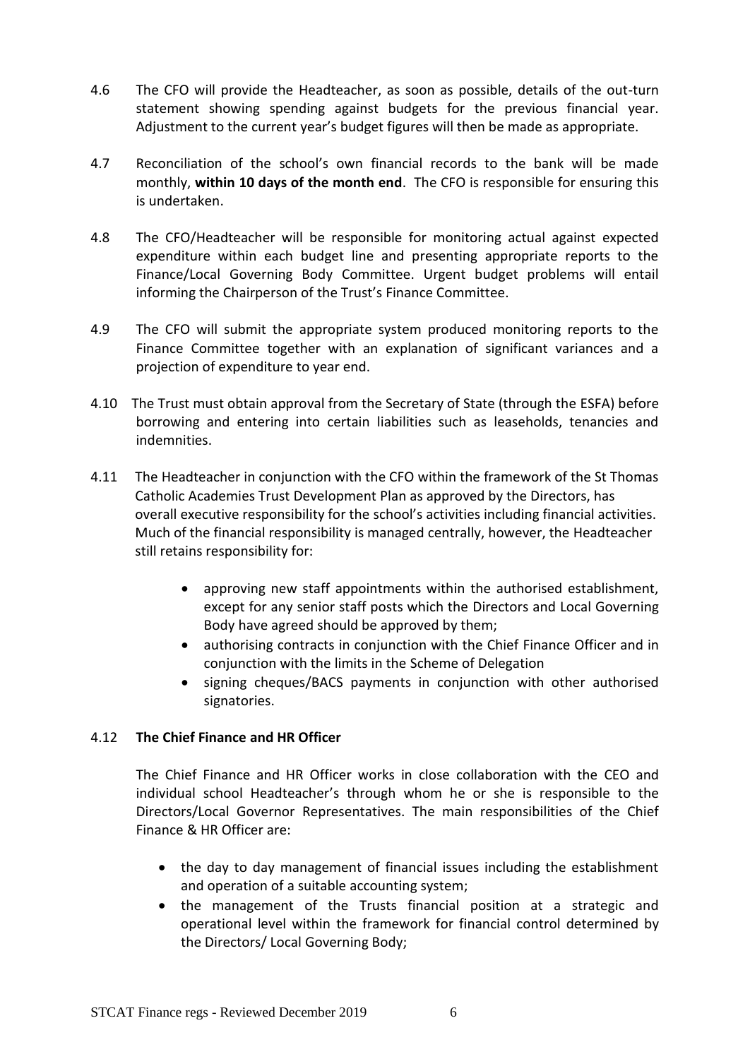4.6 The CFO will provide the Headteacher, as soon as possible, details of the out-turn statement showing spending against budgets for the previous financial year. Adjustment to the current year's budget figures will then be made as appropriate.

4.7 Reconciliation of the school's own financial records to the bank will be made monthly, **within 10 days of the month end**. The CFO is responsible for ensuring this is undertaken.

4.8 The CFO/Headteacher will be responsible for monitoring actual against expected expenditure within each budget line and presenting appropriate reports to the Finance/Local Governing Body Committee. Urgent budget problems will entail informing the Chairperson of the Trust's Finance Committee.

4.9 The CFO will submit the appropriate system produced monitoring reports to the Finance Committee together with an explanation of significant variances and a projection of expenditure to year end.

4.10 The Trust must obtain approval from the Secretary of State (through the ESFA) before borrowing and entering into certain liabilities such as leaseholds, tenancies and indemnities.

4.11 The Headteacher in conjunction with the CFO within the framework of the St Thomas Catholic Academies Trust Development Plan as approved by the Directors, has overall executive responsibility for the school's activities including financial activities. Much of the financial responsibility is managed centrally, however, the Headteacher still retains responsibility for:

- approving new staff appointments within the authorised establishment, except for any senior staff posts which the Directors and Local Governing Body have agreed should be approved by them;
- authorising contracts in conjunction with the Chief Finance Officer and in conjunction with the limits in the Scheme of Delegation
- signing cheques/BACS payments in conjunction with other authorised signatories.

4.12 **The Chief Finance and HR Officer**

The Chief Finance and HR Officer works in close collaboration with the CEO and individual school Headteacher's through whom he or she is responsible to the Directors/Local Governor Representatives. The main responsibilities of the Chief Finance & HR Officer are:

- the day to day management of financial issues including the establishment and operation of a suitable accounting system;
- the management of the Trusts financial position at a strategic and operational level within the framework for financial control determined by the Directors/ Local Governing Body;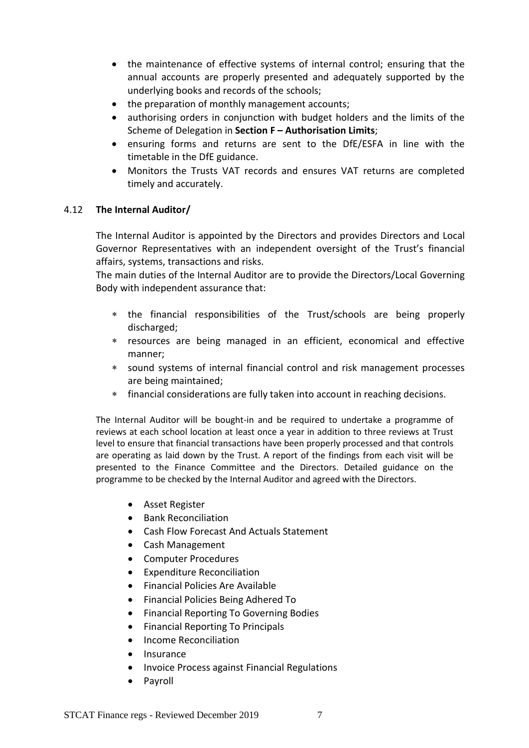- the maintenance of effective systems of internal control; ensuring that the annual accounts are properly presented and adequately supported by the underlying books and records of the schools;
- the preparation of monthly management accounts;
- authorising orders in conjunction with budget holders and the limits of the Scheme of Delegation in **Section F – Authorisation Limits**;
- ensuring forms and returns are sent to the DfE/ESFA in line with the timetable in the DfE guidance.
- Monitors the Trusts VAT records and ensures VAT returns are completed timely and accurately.

### 4.12 The Internal Auditor/

The Internal Auditor is appointed by the Directors and provides Directors and Local Governor Representatives with an independent oversight of the Trust's financial affairs, systems, transactions and risks.

The main duties of the Internal Auditor are to provide the Directors/Local Governing Body with independent assurance that:

- the financial responsibilities of the Trust/schools are being properly discharged;
- resources are being managed in an efficient, economical and effective manner;
- sound systems of internal financial control and risk management processes are being maintained;
- financial considerations are fully taken into account in reaching decisions.

The Internal Auditor will be bought-in and be required to undertake a programme of reviews at each school location at least once a year in addition to three reviews at Trust level to ensure that financial transactions have been properly processed and that controls are operating as laid down by the Trust. A report of the findings from each visit will be presented to the Finance Committee and the Directors. Detailed guidance on the programme to be checked by the Internal Auditor and agreed with the Directors.

- Asset Register
- Bank Reconciliation
- Cash Flow Forecast And Actuals Statement
- Cash Management
- Computer Procedures
- Expenditure Reconciliation
- Financial Policies Are Available
- Financial Policies Being Adhered To
- Financial Reporting To Governing Bodies
- Financial Reporting To Principals
- Income Reconciliation
- Insurance
- Invoice Process against Financial Regulations
- Payroll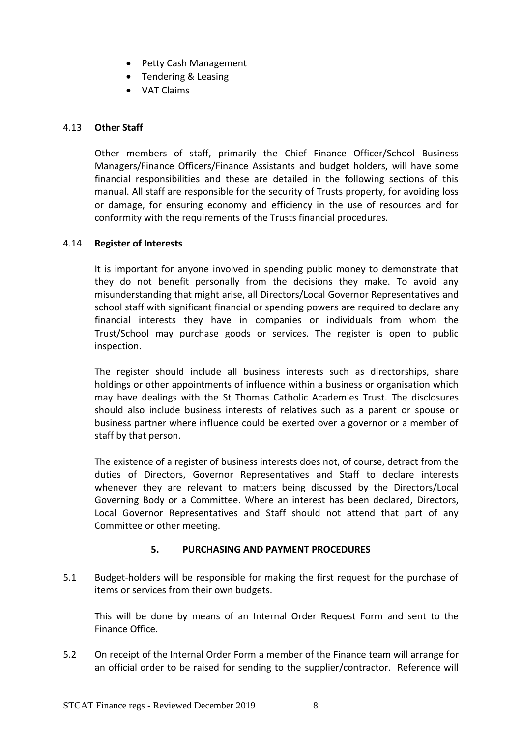- Petty Cash Management
- Tendering & Leasing
- VAT Claims

4.13 **Other Staff**

Other members of staff, primarily the Chief Finance Officer/School Business Managers/Finance Officers/Finance Assistants and budget holders, will have some financial responsibilities and these are detailed in the following sections of this manual. All staff are responsible for the security of Trusts property, for avoiding loss or damage, for ensuring economy and efficiency in the use of resources and for conformity with the requirements of the Trusts financial procedures.

4.14 **Register of Interests**

It is important for anyone involved in spending public money to demonstrate that they do not benefit personally from the decisions they make. To avoid any misunderstanding that might arise, all Directors/Local Governor Representatives and school staff with significant financial or spending powers are required to declare any financial interests they have in companies or individuals from whom the Trust/School may purchase goods or services. The register is open to public inspection.

The register should include all business interests such as directorships, share holdings or other appointments of influence within a business or organisation which may have dealings with the St Thomas Catholic Academies Trust. The disclosures should also include business interests of relatives such as a parent or spouse or business partner where influence could be exerted over a governor or a member of staff by that person.

The existence of a register of business interests does not, of course, detract from the duties of Directors, Governor Representatives and Staff to declare interests whenever they are relevant to matters being discussed by the Directors/Local Governing Body or a Committee. Where an interest has been declared, Directors, Local Governor Representatives and Staff should not attend that part of any Committee or other meeting.

## 5. PURCHASING AND PAYMENT PROCEDURES

5.1 Budget-holders will be responsible for making the first request for the purchase of items or services from their own budgets.

This will be done by means of an Internal Order Request Form and sent to the Finance Office.

5.2 On receipt of the Internal Order Form a member of the Finance team will arrange for an official order to be raised for sending to the supplier/contractor. Reference will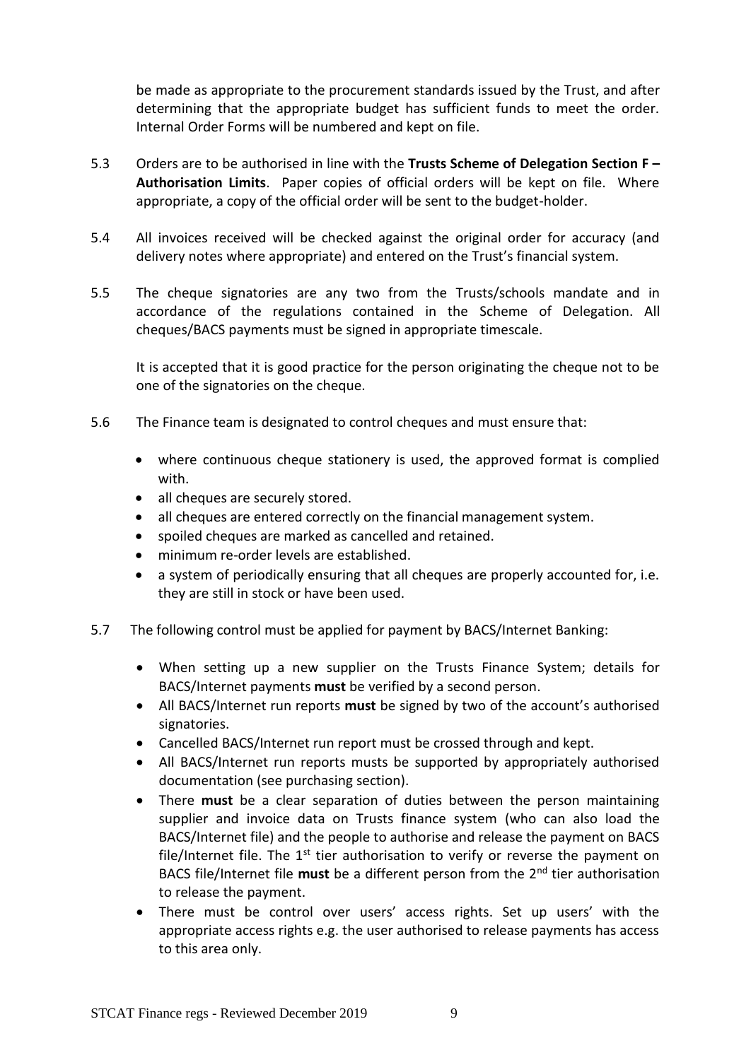be made as appropriate to the procurement standards issued by the Trust, and after determining that the appropriate budget has sufficient funds to meet the order. Internal Order Forms will be numbered and kept on file.

5.3 Orders are to be authorised in line with the **Trusts Scheme of Delegation Section F – Authorisation Limits**. Paper copies of official orders will be kept on file. Where appropriate, a copy of the official order will be sent to the budget-holder.

5.4 All invoices received will be checked against the original order for accuracy (and delivery notes where appropriate) and entered on the Trust's financial system.

5.5 The cheque signatories are any two from the Trusts/schools mandate and in accordance of the regulations contained in the Scheme of Delegation. All cheques/BACS payments must be signed in appropriate timescale.

It is accepted that it is good practice for the person originating the cheque not to be one of the signatories on the cheque.

5.6 The Finance team is designated to control cheques and must ensure that:

- where continuous cheque stationery is used, the approved format is complied with.
- all cheques are securely stored.
- all cheques are entered correctly on the financial management system.
- spoiled cheques are marked as cancelled and retained.
- minimum re-order levels are established.
- a system of periodically ensuring that all cheques are properly accounted for, i.e. they are still in stock or have been used.

5.7 The following control must be applied for payment by BACS/Internet Banking:

- When setting up a new supplier on the Trusts Finance System; details for BACS/Internet payments **must** be verified by a second person.
- All BACS/Internet run reports **must** be signed by two of the account's authorised signatories.
- Cancelled BACS/Internet run report must be crossed through and kept.
- All BACS/Internet run reports musts be supported by appropriately authorised documentation (see purchasing section).
- There **must** be a clear separation of duties between the person maintaining supplier and invoice data on Trusts finance system (who can also load the BACS/Internet file) and the people to authorise and release the payment on BACS file/Internet file. The 1st tier authorisation to verify or reverse the payment on BACS file/Internet file **must** be a different person from the 2nd tier authorisation to release the payment.
- There must be control over users' access rights. Set up users' with the appropriate access rights e.g. the user authorised to release payments has access to this area only.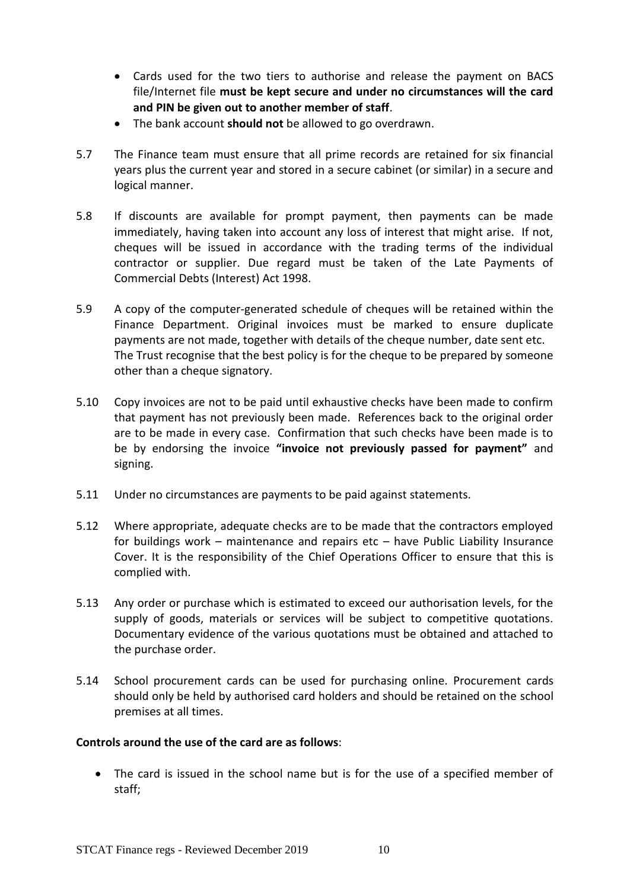- Cards used for the two tiers to authorise and release the payment on BACS file/Internet file **must be kept secure and under no circumstances will the card and PIN be given out to another member of staff**.
- The bank account **should not** be allowed to go overdrawn.

5.7 The Finance team must ensure that all prime records are retained for six financial years plus the current year and stored in a secure cabinet (or similar) in a secure and logical manner.

5.8 If discounts are available for prompt payment, then payments can be made immediately, having taken into account any loss of interest that might arise. If not, cheques will be issued in accordance with the trading terms of the individual contractor or supplier. Due regard must be taken of the Late Payments of Commercial Debts (Interest) Act 1998.

5.9 A copy of the computer-generated schedule of cheques will be retained within the Finance Department. Original invoices must be marked to ensure duplicate payments are not made, together with details of the cheque number, date sent etc. The Trust recognise that the best policy is for the cheque to be prepared by someone other than a cheque signatory.

5.10 Copy invoices are not to be paid until exhaustive checks have been made to confirm that payment has not previously been made. References back to the original order are to be made in every case. Confirmation that such checks have been made is to be by endorsing the invoice **"invoice not previously passed for payment"** and signing.

5.11 Under no circumstances are payments to be paid against statements.

5.12 Where appropriate, adequate checks are to be made that the contractors employed for buildings work – maintenance and repairs etc – have Public Liability Insurance Cover. It is the responsibility of the Chief Operations Officer to ensure that this is complied with.

5.13 Any order or purchase which is estimated to exceed our authorisation levels, for the supply of goods, materials or services will be subject to competitive quotations. Documentary evidence of the various quotations must be obtained and attached to the purchase order.

5.14 School procurement cards can be used for purchasing online. Procurement cards should only be held by authorised card holders and should be retained on the school premises at all times.

**Controls around the use of the card are as follows**:

- The card is issued in the school name but is for the use of a specified member of staff;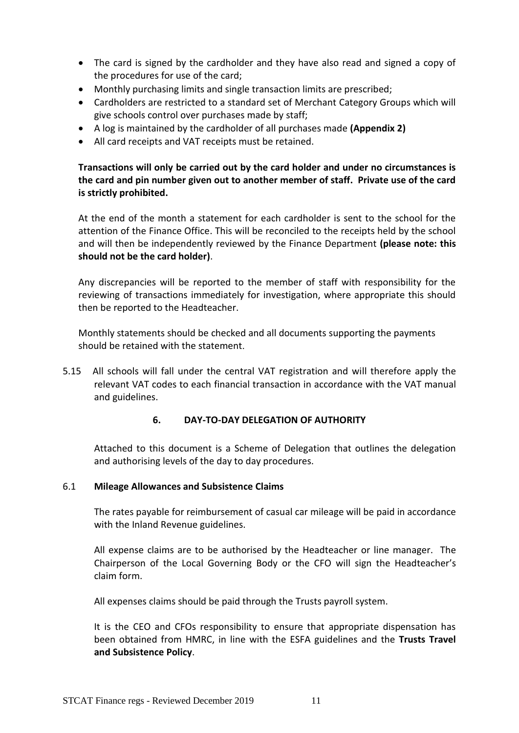- The card is signed by the cardholder and they have also read and signed a copy of the procedures for use of the card;
- Monthly purchasing limits and single transaction limits are prescribed;
- Cardholders are restricted to a standard set of Merchant Category Groups which will give schools control over purchases made by staff;
- A log is maintained by the cardholder of all purchases made **(Appendix 2)**
- All card receipts and VAT receipts must be retained.

**Transactions will only be carried out by the card holder and under no circumstances is the card and pin number given out to another member of staff. Private use of the card is strictly prohibited.**

At the end of the month a statement for each cardholder is sent to the school for the attention of the Finance Office. This will be reconciled to the receipts held by the school and will then be independently reviewed by the Finance Department **(please note: this should not be the card holder)**.

Any discrepancies will be reported to the member of staff with responsibility for the reviewing of transactions immediately for investigation, where appropriate this should then be reported to the Headteacher.

Monthly statements should be checked and all documents supporting the payments should be retained with the statement.

5.15 All schools will fall under the central VAT registration and will therefore apply the relevant VAT codes to each financial transaction in accordance with the VAT manual and guidelines.

## 6. DAY-TO-DAY DELEGATION OF AUTHORITY

Attached to this document is a Scheme of Delegation that outlines the delegation and authorising levels of the day to day procedures.

### 6.1 Mileage Allowances and Subsistence Claims

The rates payable for reimbursement of casual car mileage will be paid in accordance with the Inland Revenue guidelines.

All expense claims are to be authorised by the Headteacher or line manager. The Chairperson of the Local Governing Body or the CFO will sign the Headteacher's claim form.

All expenses claims should be paid through the Trusts payroll system.

It is the CEO and CFOs responsibility to ensure that appropriate dispensation has been obtained from HMRC, in line with the ESFA guidelines and the **Trusts Travel and Subsistence Policy**.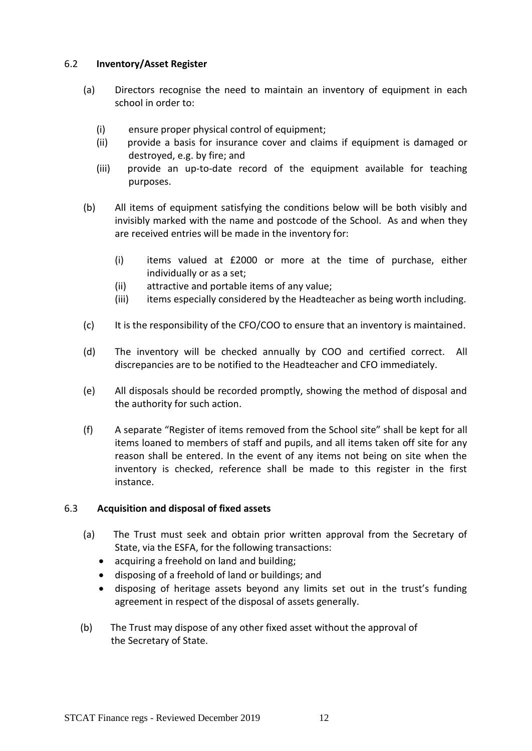### 6.2 **Inventory/Asset Register**

(a) Directors recognise the need to maintain an inventory of equipment in each school in order to:

   (i) ensure proper physical control of equipment;
   (ii) provide a basis for insurance cover and claims if equipment is damaged or destroyed, e.g. by fire; and
   (iii) provide an up-to-date record of the equipment available for teaching purposes.

(b) All items of equipment satisfying the conditions below will be both visibly and invisibly marked with the name and postcode of the School. As and when they are received entries will be made in the inventory for:

   (i) items valued at £2000 or more at the time of purchase, either individually or as a set;
   (ii) attractive and portable items of any value;
   (iii) items especially considered by the Headteacher as being worth including.

(c) It is the responsibility of the CFO/COO to ensure that an inventory is maintained.

(d) The inventory will be checked annually by COO and certified correct. All discrepancies are to be notified to the Headteacher and CFO immediately.

(e) All disposals should be recorded promptly, showing the method of disposal and the authority for such action.

(f) A separate "Register of items removed from the School site" shall be kept for all items loaned to members of staff and pupils, and all items taken off site for any reason shall be entered. In the event of any items not being on site when the inventory is checked, reference shall be made to this register in the first instance.

### 6.3 **Acquisition and disposal of fixed assets**

(a) The Trust must seek and obtain prior written approval from the Secretary of State, via the ESFA, for the following transactions:

- acquiring a freehold on land and building;
- disposing of a freehold of land or buildings; and
- disposing of heritage assets beyond any limits set out in the trust's funding agreement in respect of the disposal of assets generally.

(b) The Trust may dispose of any other fixed asset without the approval of the Secretary of State.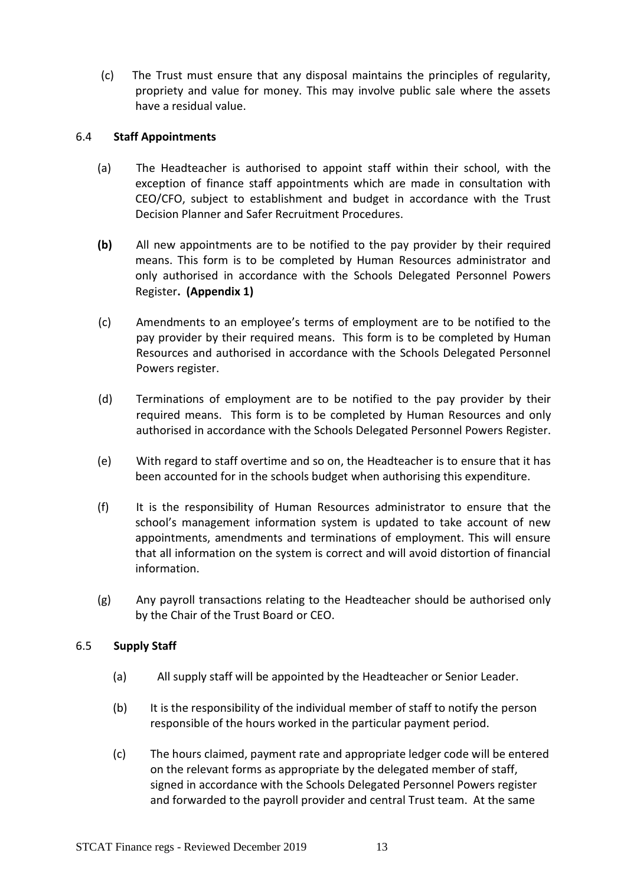(c) The Trust must ensure that any disposal maintains the principles of regularity, propriety and value for money. This may involve public sale where the assets have a residual value.

6.4 **Staff Appointments**

(a) The Headteacher is authorised to appoint staff within their school, with the exception of finance staff appointments which are made in consultation with CEO/CFO, subject to establishment and budget in accordance with the Trust Decision Planner and Safer Recruitment Procedures.

**(b)** All new appointments are to be notified to the pay provider by their required means. This form is to be completed by Human Resources administrator and only authorised in accordance with the Schools Delegated Personnel Powers Register**. (Appendix 1)**

(c) Amendments to an employee's terms of employment are to be notified to the pay provider by their required means. This form is to be completed by Human Resources and authorised in accordance with the Schools Delegated Personnel Powers register.

(d) Terminations of employment are to be notified to the pay provider by their required means. This form is to be completed by Human Resources and only authorised in accordance with the Schools Delegated Personnel Powers Register.

(e) With regard to staff overtime and so on, the Headteacher is to ensure that it has been accounted for in the schools budget when authorising this expenditure.

(f) It is the responsibility of Human Resources administrator to ensure that the school's management information system is updated to take account of new appointments, amendments and terminations of employment. This will ensure that all information on the system is correct and will avoid distortion of financial information.

(g) Any payroll transactions relating to the Headteacher should be authorised only by the Chair of the Trust Board or CEO.

6.5 **Supply Staff**

(a) All supply staff will be appointed by the Headteacher or Senior Leader.

(b) It is the responsibility of the individual member of staff to notify the person responsible of the hours worked in the particular payment period.

(c) The hours claimed, payment rate and appropriate ledger code will be entered on the relevant forms as appropriate by the delegated member of staff, signed in accordance with the Schools Delegated Personnel Powers register and forwarded to the payroll provider and central Trust team. At the same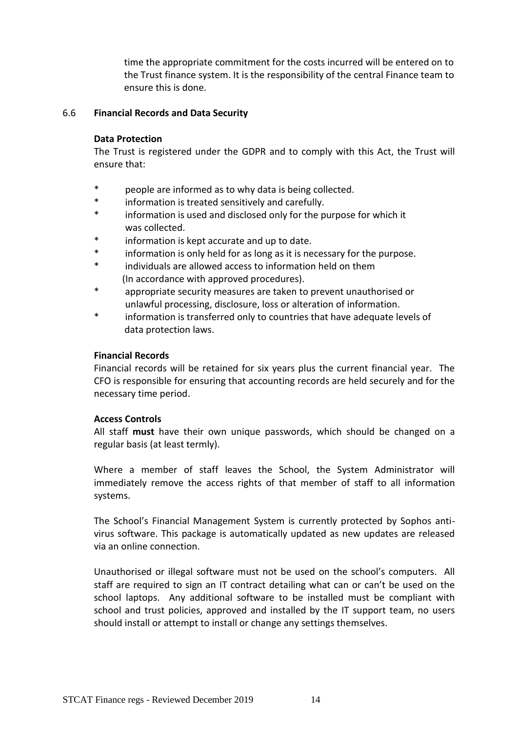time the appropriate commitment for the costs incurred will be entered on to the Trust finance system. It is the responsibility of the central Finance team to ensure this is done.

### 6.6 Financial Records and Data Security

**Data Protection**

The Trust is registered under the GDPR and to comply with this Act, the Trust will ensure that:

* people are informed as to why data is being collected.
* information is treated sensitively and carefully.
* information is used and disclosed only for the purpose for which it was collected.
* information is kept accurate and up to date.
* information is only held for as long as it is necessary for the purpose.
* individuals are allowed access to information held on them (In accordance with approved procedures).
* appropriate security measures are taken to prevent unauthorised or unlawful processing, disclosure, loss or alteration of information.
* information is transferred only to countries that have adequate levels of data protection laws.

**Financial Records**

Financial records will be retained for six years plus the current financial year. The CFO is responsible for ensuring that accounting records are held securely and for the necessary time period.

**Access Controls**

All staff **must** have their own unique passwords, which should be changed on a regular basis (at least termly).

Where a member of staff leaves the School, the System Administrator will immediately remove the access rights of that member of staff to all information systems.

The School's Financial Management System is currently protected by Sophos anti-virus software. This package is automatically updated as new updates are released via an online connection.

Unauthorised or illegal software must not be used on the school's computers. All staff are required to sign an IT contract detailing what can or can't be used on the school laptops. Any additional software to be installed must be compliant with school and trust policies, approved and installed by the IT support team, no users should install or attempt to install or change any settings themselves.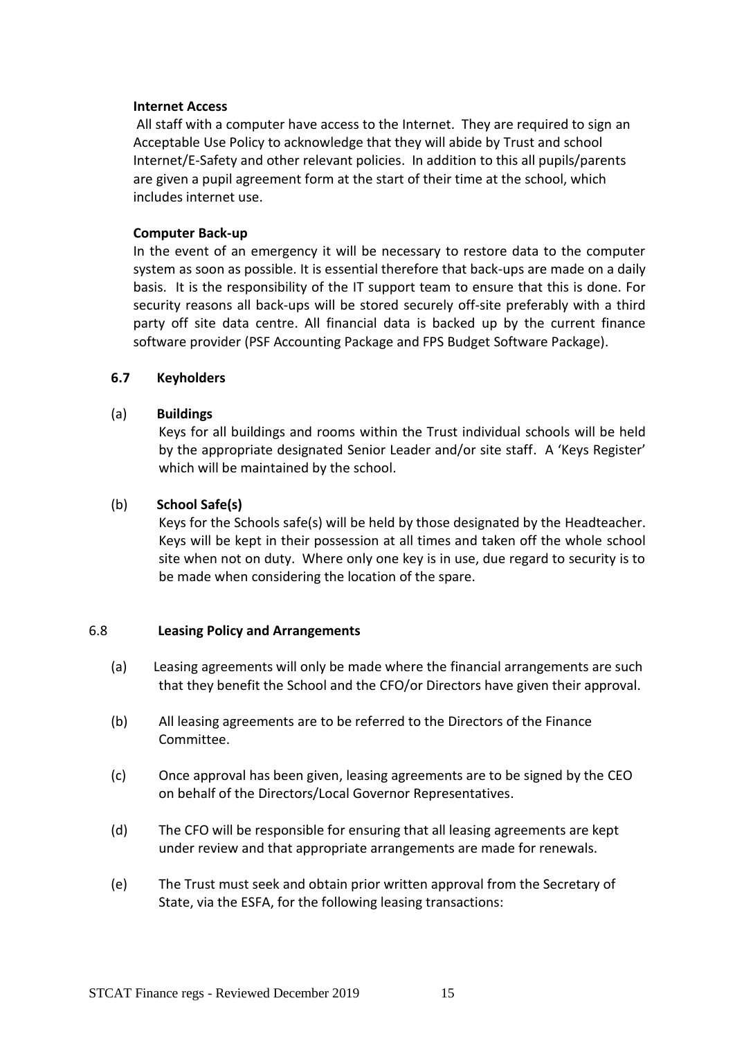**Internet Access**

All staff with a computer have access to the Internet. They are required to sign an Acceptable Use Policy to acknowledge that they will abide by Trust and school Internet/E-Safety and other relevant policies. In addition to this all pupils/parents are given a pupil agreement form at the start of their time at the school, which includes internet use.

**Computer Back-up**

In the event of an emergency it will be necessary to restore data to the computer system as soon as possible. It is essential therefore that back-ups are made on a daily basis. It is the responsibility of the IT support team to ensure that this is done. For security reasons all back-ups will be stored securely off-site preferably with a third party off site data centre. All financial data is backed up by the current finance software provider (PSF Accounting Package and FPS Budget Software Package).

### 6.7 Keyholders

(a) **Buildings**

Keys for all buildings and rooms within the Trust individual schools will be held by the appropriate designated Senior Leader and/or site staff. A 'Keys Register' which will be maintained by the school.

(b) **School Safe(s)**

Keys for the Schools safe(s) will be held by those designated by the Headteacher. Keys will be kept in their possession at all times and taken off the whole school site when not on duty. Where only one key is in use, due regard to security is to be made when considering the location of the spare.

### 6.8 Leasing Policy and Arrangements

(a) Leasing agreements will only be made where the financial arrangements are such that they benefit the School and the CFO/or Directors have given their approval.

(b) All leasing agreements are to be referred to the Directors of the Finance Committee.

(c) Once approval has been given, leasing agreements are to be signed by the CEO on behalf of the Directors/Local Governor Representatives.

(d) The CFO will be responsible for ensuring that all leasing agreements are kept under review and that appropriate arrangements are made for renewals.

(e) The Trust must seek and obtain prior written approval from the Secretary of State, via the ESFA, for the following leasing transactions: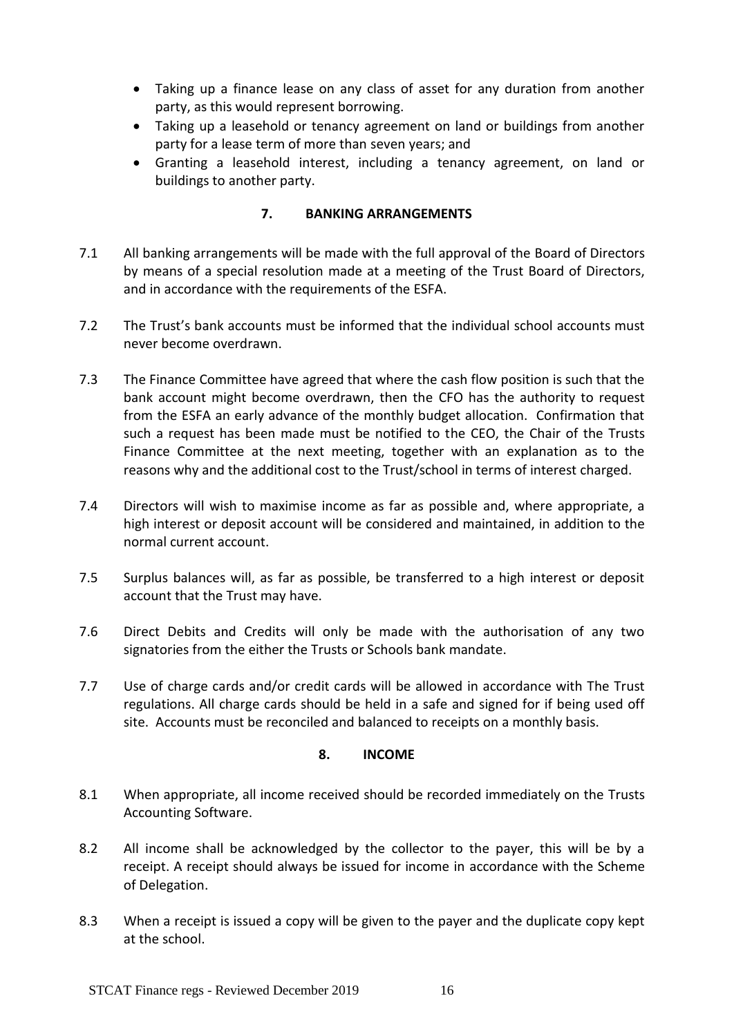- Taking up a finance lease on any class of asset for any duration from another party, as this would represent borrowing.
- Taking up a leasehold or tenancy agreement on land or buildings from another party for a lease term of more than seven years; and
- Granting a leasehold interest, including a tenancy agreement, on land or buildings to another party.

## 7. BANKING ARRANGEMENTS

7.1 All banking arrangements will be made with the full approval of the Board of Directors by means of a special resolution made at a meeting of the Trust Board of Directors, and in accordance with the requirements of the ESFA.

7.2 The Trust's bank accounts must be informed that the individual school accounts must never become overdrawn.

7.3 The Finance Committee have agreed that where the cash flow position is such that the bank account might become overdrawn, then the CFO has the authority to request from the ESFA an early advance of the monthly budget allocation. Confirmation that such a request has been made must be notified to the CEO, the Chair of the Trusts Finance Committee at the next meeting, together with an explanation as to the reasons why and the additional cost to the Trust/school in terms of interest charged.

7.4 Directors will wish to maximise income as far as possible and, where appropriate, a high interest or deposit account will be considered and maintained, in addition to the normal current account.

7.5 Surplus balances will, as far as possible, be transferred to a high interest or deposit account that the Trust may have.

7.6 Direct Debits and Credits will only be made with the authorisation of any two signatories from the either the Trusts or Schools bank mandate.

7.7 Use of charge cards and/or credit cards will be allowed in accordance with The Trust regulations. All charge cards should be held in a safe and signed for if being used off site. Accounts must be reconciled and balanced to receipts on a monthly basis.

## 8. INCOME

8.1 When appropriate, all income received should be recorded immediately on the Trusts Accounting Software.

8.2 All income shall be acknowledged by the collector to the payer, this will be by a receipt. A receipt should always be issued for income in accordance with the Scheme of Delegation.

8.3 When a receipt is issued a copy will be given to the payer and the duplicate copy kept at the school.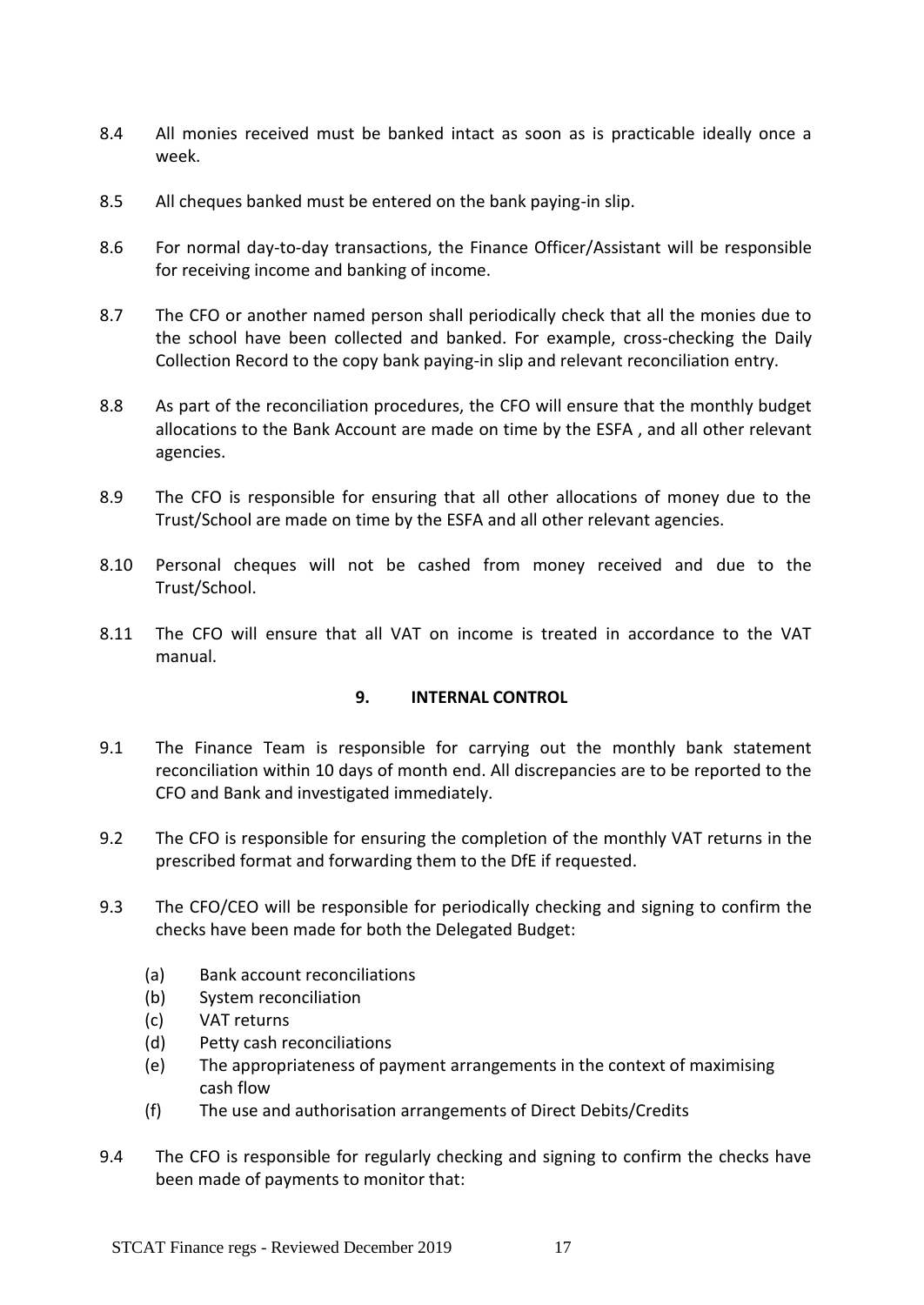8.4 All monies received must be banked intact as soon as is practicable ideally once a week.

8.5 All cheques banked must be entered on the bank paying-in slip.

8.6 For normal day-to-day transactions, the Finance Officer/Assistant will be responsible for receiving income and banking of income.

8.7 The CFO or another named person shall periodically check that all the monies due to the school have been collected and banked. For example, cross-checking the Daily Collection Record to the copy bank paying-in slip and relevant reconciliation entry.

8.8 As part of the reconciliation procedures, the CFO will ensure that the monthly budget allocations to the Bank Account are made on time by the ESFA , and all other relevant agencies.

8.9 The CFO is responsible for ensuring that all other allocations of money due to the Trust/School are made on time by the ESFA and all other relevant agencies.

8.10 Personal cheques will not be cashed from money received and due to the Trust/School.

8.11 The CFO will ensure that all VAT on income is treated in accordance to the VAT manual.

## 9. INTERNAL CONTROL

9.1 The Finance Team is responsible for carrying out the monthly bank statement reconciliation within 10 days of month end. All discrepancies are to be reported to the CFO and Bank and investigated immediately.

9.2 The CFO is responsible for ensuring the completion of the monthly VAT returns in the prescribed format and forwarding them to the DfE if requested.

9.3 The CFO/CEO will be responsible for periodically checking and signing to confirm the checks have been made for both the Delegated Budget:

- (a) Bank account reconciliations
- (b) System reconciliation
- (c) VAT returns
- (d) Petty cash reconciliations
- (e) The appropriateness of payment arrangements in the context of maximising cash flow
- (f) The use and authorisation arrangements of Direct Debits/Credits

9.4 The CFO is responsible for regularly checking and signing to confirm the checks have been made of payments to monitor that: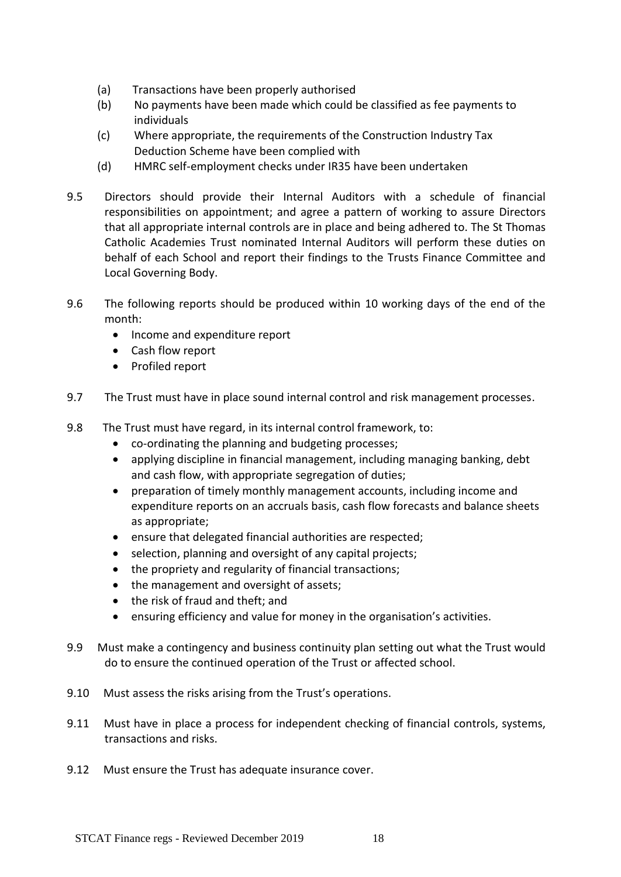(a) Transactions have been properly authorised
(b) No payments have been made which could be classified as fee payments to individuals
(c) Where appropriate, the requirements of the Construction Industry Tax Deduction Scheme have been complied with
(d) HMRC self-employment checks under IR35 have been undertaken

9.5 Directors should provide their Internal Auditors with a schedule of financial responsibilities on appointment; and agree a pattern of working to assure Directors that all appropriate internal controls are in place and being adhered to. The St Thomas Catholic Academies Trust nominated Internal Auditors will perform these duties on behalf of each School and report their findings to the Trusts Finance Committee and Local Governing Body.

9.6 The following reports should be produced within 10 working days of the end of the month:

- Income and expenditure report
- Cash flow report
- Profiled report

9.7 The Trust must have in place sound internal control and risk management processes.

9.8 The Trust must have regard, in its internal control framework, to:

- co-ordinating the planning and budgeting processes;
- applying discipline in financial management, including managing banking, debt and cash flow, with appropriate segregation of duties;
- preparation of timely monthly management accounts, including income and expenditure reports on an accruals basis, cash flow forecasts and balance sheets as appropriate;
- ensure that delegated financial authorities are respected;
- selection, planning and oversight of any capital projects;
- the propriety and regularity of financial transactions;
- the management and oversight of assets;
- the risk of fraud and theft; and
- ensuring efficiency and value for money in the organisation's activities.

9.9 Must make a contingency and business continuity plan setting out what the Trust would do to ensure the continued operation of the Trust or affected school.

9.10 Must assess the risks arising from the Trust's operations.

9.11 Must have in place a process for independent checking of financial controls, systems, transactions and risks.

9.12 Must ensure the Trust has adequate insurance cover.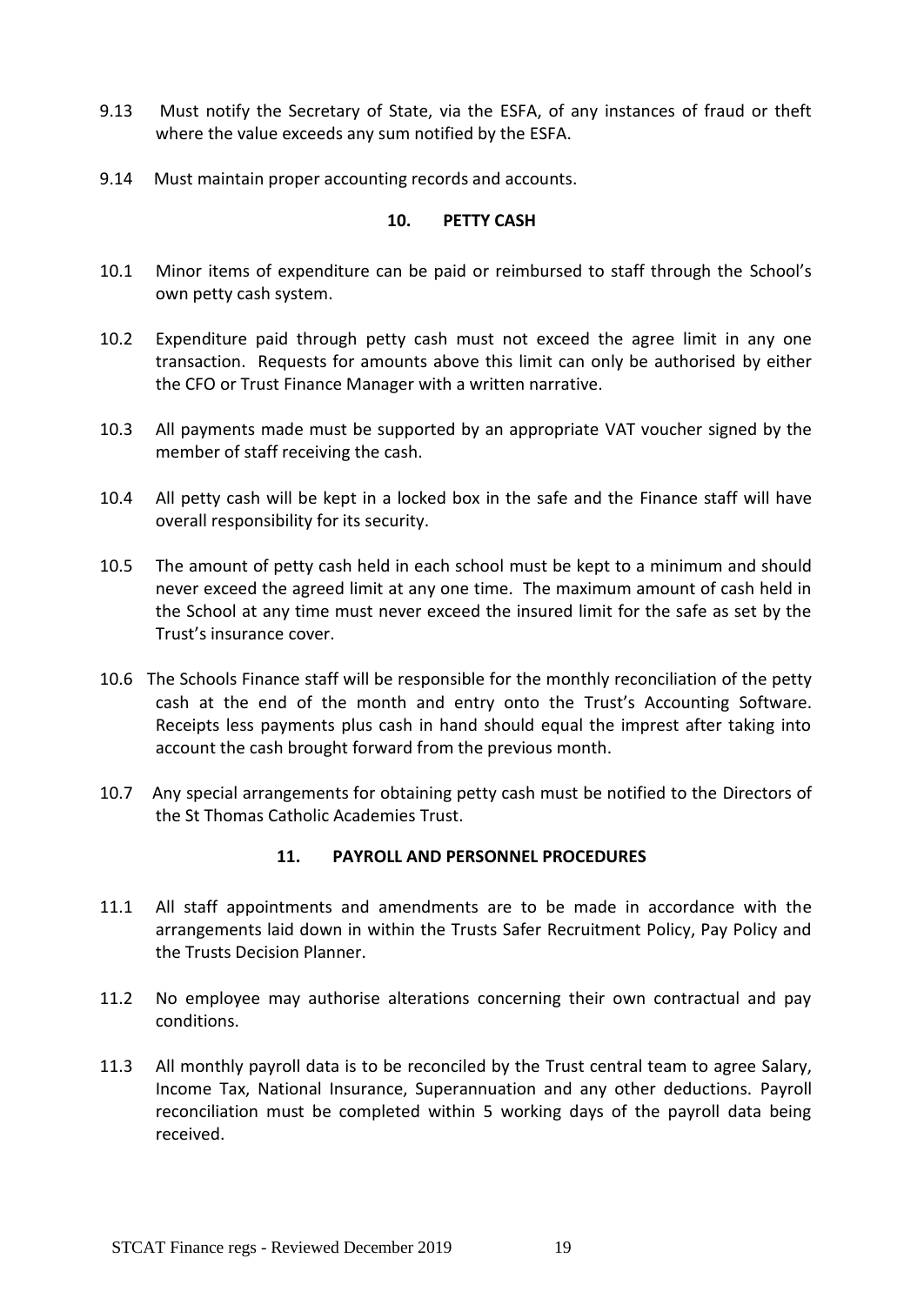9.13 Must notify the Secretary of State, via the ESFA, of any instances of fraud or theft where the value exceeds any sum notified by the ESFA.

9.14 Must maintain proper accounting records and accounts.

## 10. PETTY CASH

10.1 Minor items of expenditure can be paid or reimbursed to staff through the School's own petty cash system.

10.2 Expenditure paid through petty cash must not exceed the agree limit in any one transaction. Requests for amounts above this limit can only be authorised by either the CFO or Trust Finance Manager with a written narrative.

10.3 All payments made must be supported by an appropriate VAT voucher signed by the member of staff receiving the cash.

10.4 All petty cash will be kept in a locked box in the safe and the Finance staff will have overall responsibility for its security.

10.5 The amount of petty cash held in each school must be kept to a minimum and should never exceed the agreed limit at any one time. The maximum amount of cash held in the School at any time must never exceed the insured limit for the safe as set by the Trust's insurance cover.

10.6 The Schools Finance staff will be responsible for the monthly reconciliation of the petty cash at the end of the month and entry onto the Trust's Accounting Software. Receipts less payments plus cash in hand should equal the imprest after taking into account the cash brought forward from the previous month.

10.7 Any special arrangements for obtaining petty cash must be notified to the Directors of the St Thomas Catholic Academies Trust.

## 11. PAYROLL AND PERSONNEL PROCEDURES

11.1 All staff appointments and amendments are to be made in accordance with the arrangements laid down in within the Trusts Safer Recruitment Policy, Pay Policy and the Trusts Decision Planner.

11.2 No employee may authorise alterations concerning their own contractual and pay conditions.

11.3 All monthly payroll data is to be reconciled by the Trust central team to agree Salary, Income Tax, National Insurance, Superannuation and any other deductions. Payroll reconciliation must be completed within 5 working days of the payroll data being received.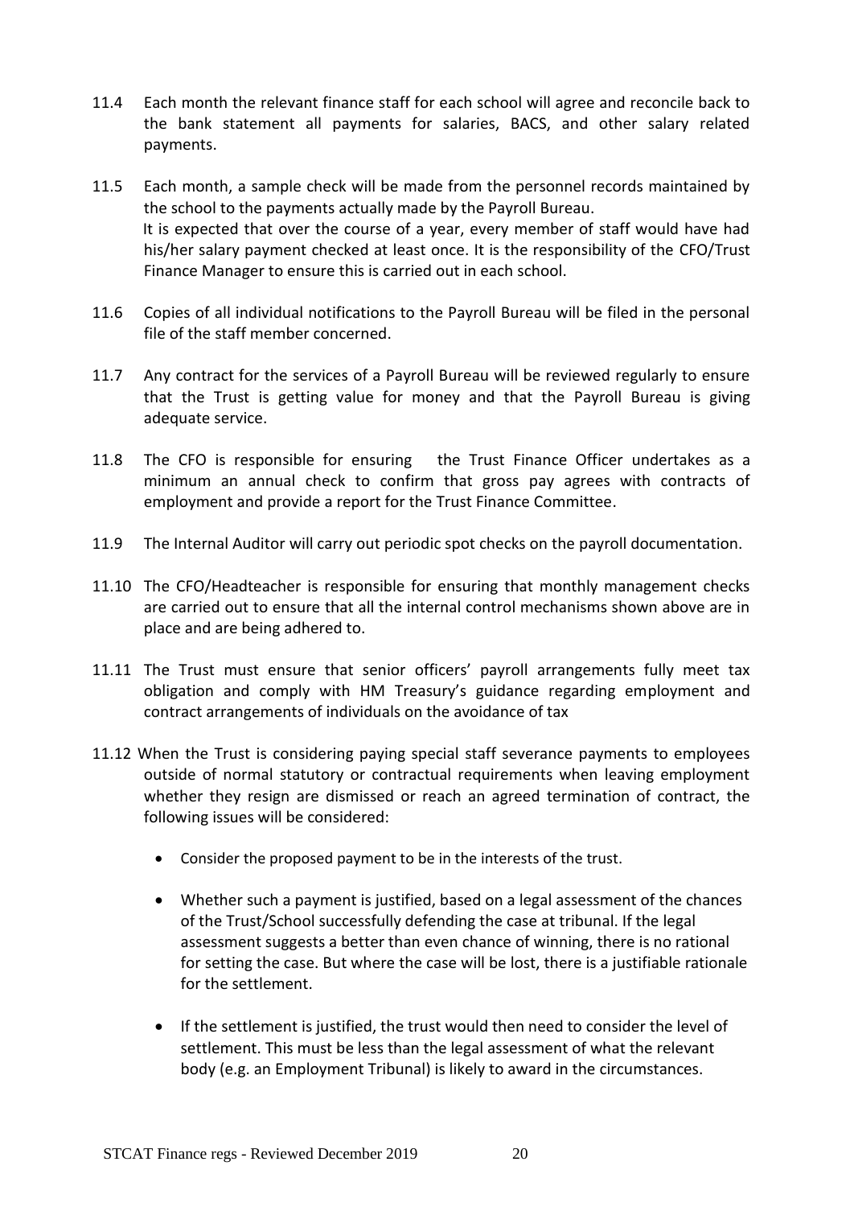11.4 Each month the relevant finance staff for each school will agree and reconcile back to the bank statement all payments for salaries, BACS, and other salary related payments.

11.5 Each month, a sample check will be made from the personnel records maintained by the school to the payments actually made by the Payroll Bureau.
It is expected that over the course of a year, every member of staff would have had his/her salary payment checked at least once. It is the responsibility of the CFO/Trust Finance Manager to ensure this is carried out in each school.

11.6 Copies of all individual notifications to the Payroll Bureau will be filed in the personal file of the staff member concerned.

11.7 Any contract for the services of a Payroll Bureau will be reviewed regularly to ensure that the Trust is getting value for money and that the Payroll Bureau is giving adequate service.

11.8 The CFO is responsible for ensuring the Trust Finance Officer undertakes as a minimum an annual check to confirm that gross pay agrees with contracts of employment and provide a report for the Trust Finance Committee.

11.9 The Internal Auditor will carry out periodic spot checks on the payroll documentation.

11.10 The CFO/Headteacher is responsible for ensuring that monthly management checks are carried out to ensure that all the internal control mechanisms shown above are in place and are being adhered to.

11.11 The Trust must ensure that senior officers' payroll arrangements fully meet tax obligation and comply with HM Treasury's guidance regarding employment and contract arrangements of individuals on the avoidance of tax

11.12 When the Trust is considering paying special staff severance payments to employees outside of normal statutory or contractual requirements when leaving employment whether they resign are dismissed or reach an agreed termination of contract, the following issues will be considered:

- Consider the proposed payment to be in the interests of the trust.
- Whether such a payment is justified, based on a legal assessment of the chances of the Trust/School successfully defending the case at tribunal. If the legal assessment suggests a better than even chance of winning, there is no rational for setting the case. But where the case will be lost, there is a justifiable rationale for the settlement.
- If the settlement is justified, the trust would then need to consider the level of settlement. This must be less than the legal assessment of what the relevant body (e.g. an Employment Tribunal) is likely to award in the circumstances.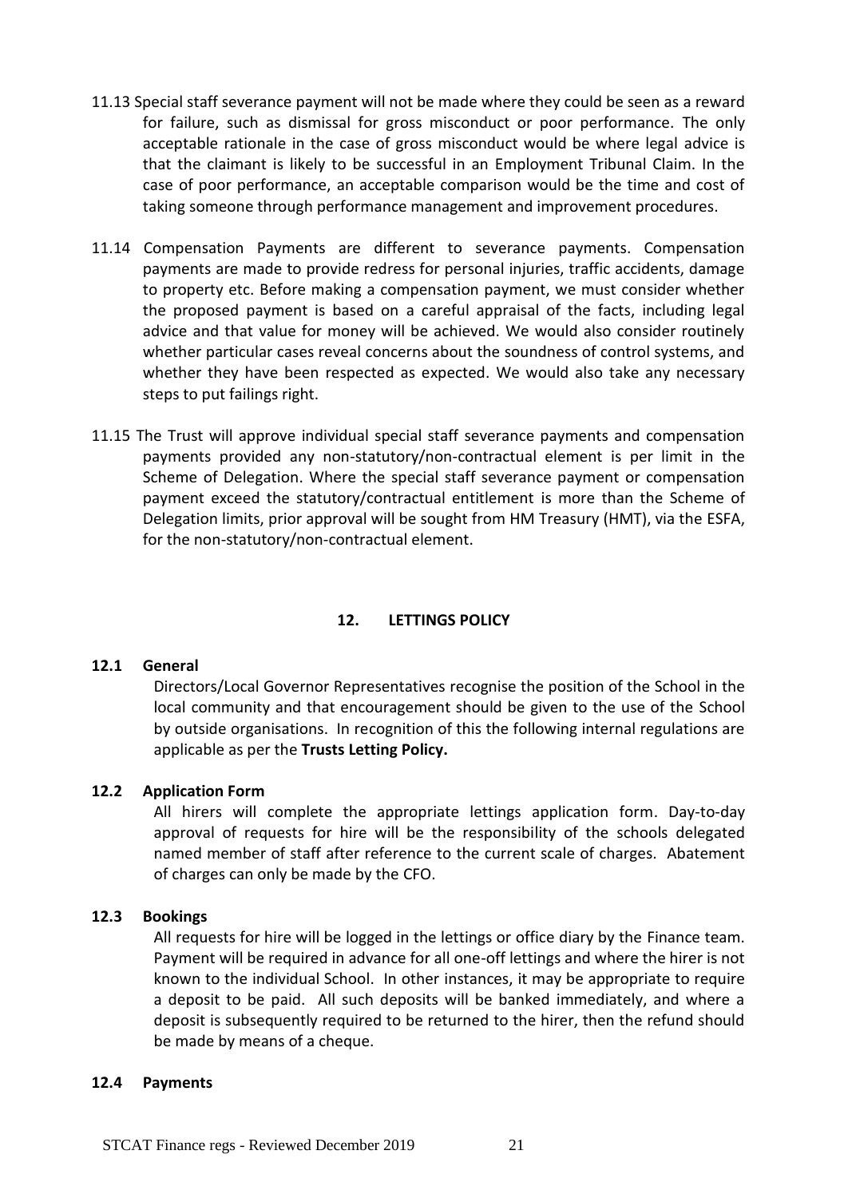11.13 Special staff severance payment will not be made where they could be seen as a reward for failure, such as dismissal for gross misconduct or poor performance. The only acceptable rationale in the case of gross misconduct would be where legal advice is that the claimant is likely to be successful in an Employment Tribunal Claim. In the case of poor performance, an acceptable comparison would be the time and cost of taking someone through performance management and improvement procedures.

11.14 Compensation Payments are different to severance payments. Compensation payments are made to provide redress for personal injuries, traffic accidents, damage to property etc. Before making a compensation payment, we must consider whether the proposed payment is based on a careful appraisal of the facts, including legal advice and that value for money will be achieved. We would also consider routinely whether particular cases reveal concerns about the soundness of control systems, and whether they have been respected as expected. We would also take any necessary steps to put failings right.

11.15 The Trust will approve individual special staff severance payments and compensation payments provided any non-statutory/non-contractual element is per limit in the Scheme of Delegation. Where the special staff severance payment or compensation payment exceed the statutory/contractual entitlement is more than the Scheme of Delegation limits, prior approval will be sought from HM Treasury (HMT), via the ESFA, for the non-statutory/non-contractual element.

## 12. LETTINGS POLICY

### 12.1 General

Directors/Local Governor Representatives recognise the position of the School in the local community and that encouragement should be given to the use of the School by outside organisations. In recognition of this the following internal regulations are applicable as per the **Trusts Letting Policy.**

### 12.2 Application Form

All hirers will complete the appropriate lettings application form. Day-to-day approval of requests for hire will be the responsibility of the schools delegated named member of staff after reference to the current scale of charges. Abatement of charges can only be made by the CFO.

### 12.3 Bookings

All requests for hire will be logged in the lettings or office diary by the Finance team. Payment will be required in advance for all one-off lettings and where the hirer is not known to the individual School. In other instances, it may be appropriate to require a deposit to be paid. All such deposits will be banked immediately, and where a deposit is subsequently required to be returned to the hirer, then the refund should be made by means of a cheque.

### 12.4 Payments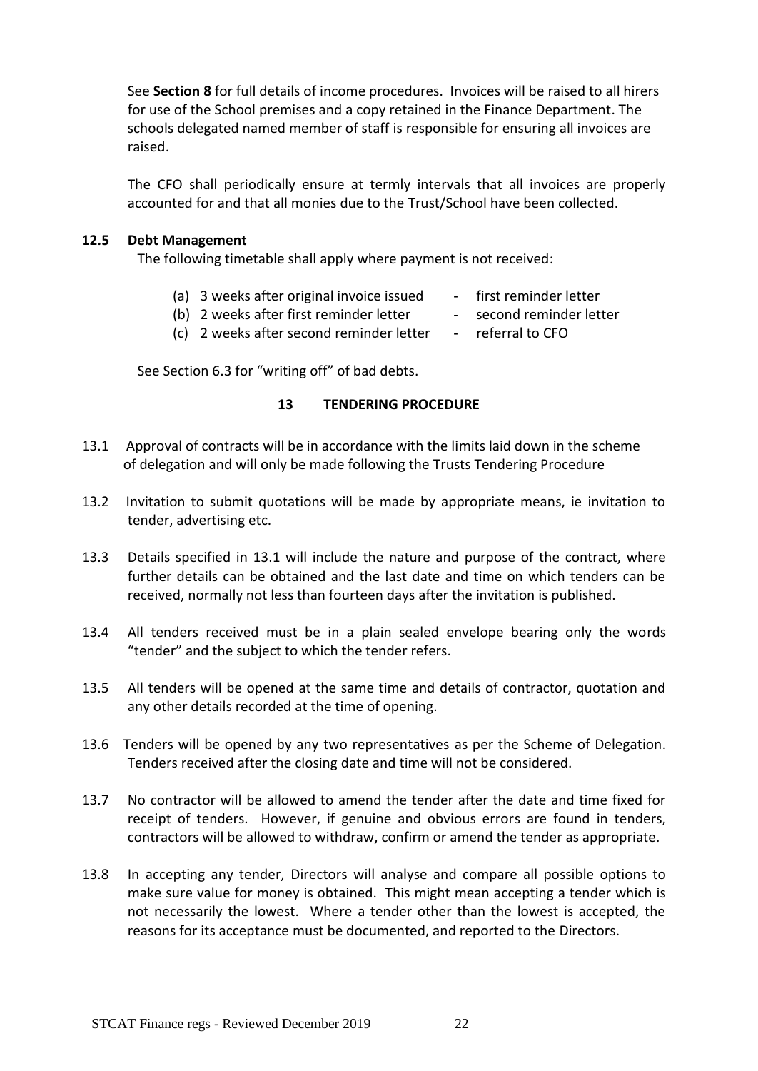See **Section 8** for full details of income procedures. Invoices will be raised to all hirers for use of the School premises and a copy retained in the Finance Department. The schools delegated named member of staff is responsible for ensuring all invoices are raised.

The CFO shall periodically ensure at termly intervals that all invoices are properly accounted for and that all monies due to the Trust/School have been collected.

**12.5 Debt Management**

The following timetable shall apply where payment is not received:

(a) 3 weeks after original invoice issued - first reminder letter
(b) 2 weeks after first reminder letter - second reminder letter
(c) 2 weeks after second reminder letter - referral to CFO

See Section 6.3 for "writing off" of bad debts.

## 13 TENDERING PROCEDURE

13.1 Approval of contracts will be in accordance with the limits laid down in the scheme of delegation and will only be made following the Trusts Tendering Procedure

13.2 Invitation to submit quotations will be made by appropriate means, ie invitation to tender, advertising etc.

13.3 Details specified in 13.1 will include the nature and purpose of the contract, where further details can be obtained and the last date and time on which tenders can be received, normally not less than fourteen days after the invitation is published.

13.4 All tenders received must be in a plain sealed envelope bearing only the words "tender" and the subject to which the tender refers.

13.5 All tenders will be opened at the same time and details of contractor, quotation and any other details recorded at the time of opening.

13.6 Tenders will be opened by any two representatives as per the Scheme of Delegation. Tenders received after the closing date and time will not be considered.

13.7 No contractor will be allowed to amend the tender after the date and time fixed for receipt of tenders. However, if genuine and obvious errors are found in tenders, contractors will be allowed to withdraw, confirm or amend the tender as appropriate.

13.8 In accepting any tender, Directors will analyse and compare all possible options to make sure value for money is obtained. This might mean accepting a tender which is not necessarily the lowest. Where a tender other than the lowest is accepted, the reasons for its acceptance must be documented, and reported to the Directors.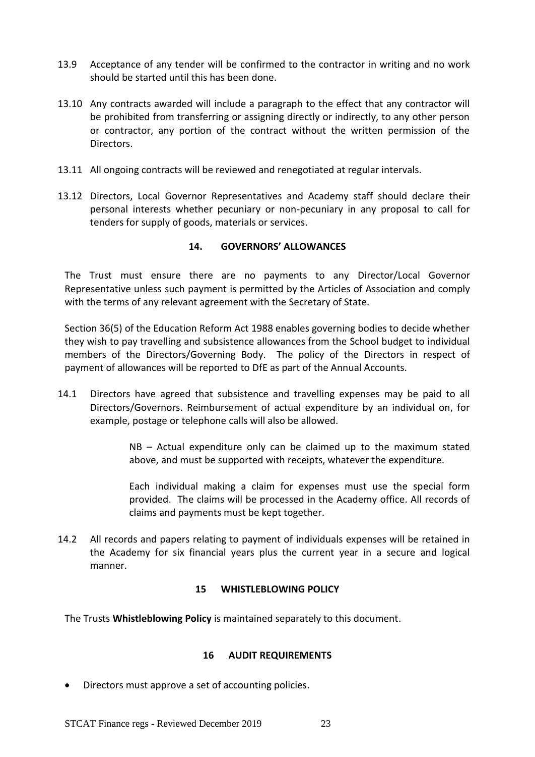13.9 Acceptance of any tender will be confirmed to the contractor in writing and no work should be started until this has been done.

13.10 Any contracts awarded will include a paragraph to the effect that any contractor will be prohibited from transferring or assigning directly or indirectly, to any other person or contractor, any portion of the contract without the written permission of the Directors.

13.11 All ongoing contracts will be reviewed and renegotiated at regular intervals.

13.12 Directors, Local Governor Representatives and Academy staff should declare their personal interests whether pecuniary or non-pecuniary in any proposal to call for tenders for supply of goods, materials or services.

## 14. GOVERNORS' ALLOWANCES

The Trust must ensure there are no payments to any Director/Local Governor Representative unless such payment is permitted by the Articles of Association and comply with the terms of any relevant agreement with the Secretary of State.

Section 36(5) of the Education Reform Act 1988 enables governing bodies to decide whether they wish to pay travelling and subsistence allowances from the School budget to individual members of the Directors/Governing Body. The policy of the Directors in respect of payment of allowances will be reported to DfE as part of the Annual Accounts.

14.1 Directors have agreed that subsistence and travelling expenses may be paid to all Directors/Governors. Reimbursement of actual expenditure by an individual on, for example, postage or telephone calls will also be allowed.

> NB – Actual expenditure only can be claimed up to the maximum stated above, and must be supported with receipts, whatever the expenditure.
>
> Each individual making a claim for expenses must use the special form provided. The claims will be processed in the Academy office. All records of claims and payments must be kept together.

14.2 All records and papers relating to payment of individuals expenses will be retained in the Academy for six financial years plus the current year in a secure and logical manner.

## 15 WHISTLEBLOWING POLICY

The Trusts **Whistleblowing Policy** is maintained separately to this document.

## 16 AUDIT REQUIREMENTS

- Directors must approve a set of accounting policies.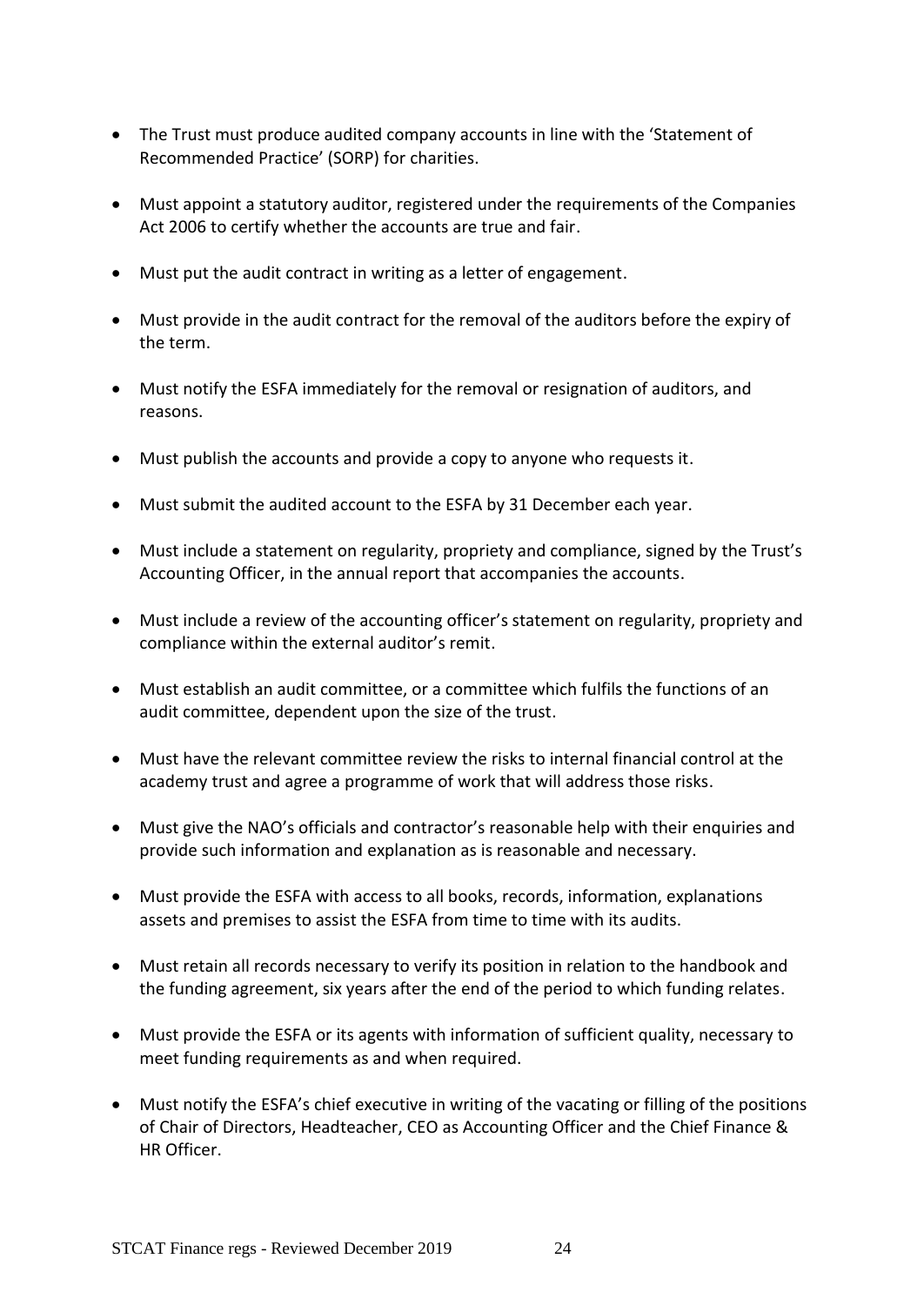- The Trust must produce audited company accounts in line with the 'Statement of Recommended Practice' (SORP) for charities.

- Must appoint a statutory auditor, registered under the requirements of the Companies Act 2006 to certify whether the accounts are true and fair.

- Must put the audit contract in writing as a letter of engagement.

- Must provide in the audit contract for the removal of the auditors before the expiry of the term.

- Must notify the ESFA immediately for the removal or resignation of auditors, and reasons.

- Must publish the accounts and provide a copy to anyone who requests it.

- Must submit the audited account to the ESFA by 31 December each year.

- Must include a statement on regularity, propriety and compliance, signed by the Trust's Accounting Officer, in the annual report that accompanies the accounts.

- Must include a review of the accounting officer's statement on regularity, propriety and compliance within the external auditor's remit.

- Must establish an audit committee, or a committee which fulfils the functions of an audit committee, dependent upon the size of the trust.

- Must have the relevant committee review the risks to internal financial control at the academy trust and agree a programme of work that will address those risks.

- Must give the NAO's officials and contractor's reasonable help with their enquiries and provide such information and explanation as is reasonable and necessary.

- Must provide the ESFA with access to all books, records, information, explanations assets and premises to assist the ESFA from time to time with its audits.

- Must retain all records necessary to verify its position in relation to the handbook and the funding agreement, six years after the end of the period to which funding relates.

- Must provide the ESFA or its agents with information of sufficient quality, necessary to meet funding requirements as and when required.

- Must notify the ESFA's chief executive in writing of the vacating or filling of the positions of Chair of Directors, Headteacher, CEO as Accounting Officer and the Chief Finance & HR Officer.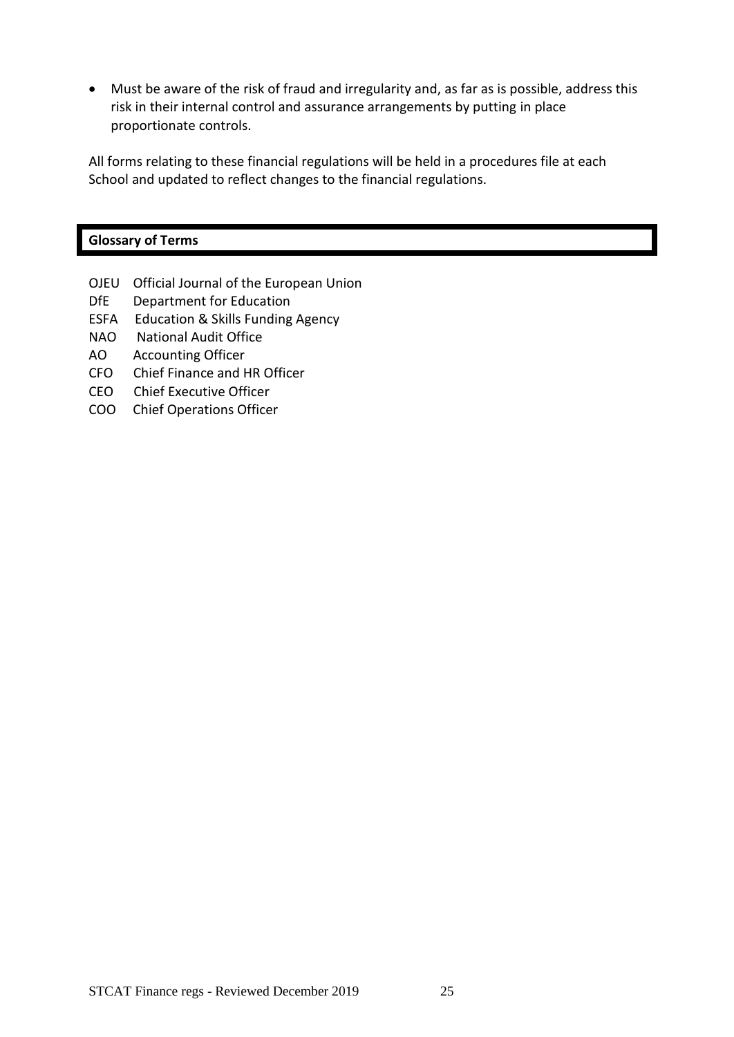- Must be aware of the risk of fraud and irregularity and, as far as is possible, address this risk in their internal control and assurance arrangements by putting in place proportionate controls.

All forms relating to these financial regulations will be held in a procedures file at each School and updated to reflect changes to the financial regulations.

## Glossary of Terms

OJEU Official Journal of the European Union
DfE Department for Education
ESFA Education & Skills Funding Agency
NAO National Audit Office
AO Accounting Officer
CFO Chief Finance and HR Officer
CEO Chief Executive Officer
COO Chief Operations Officer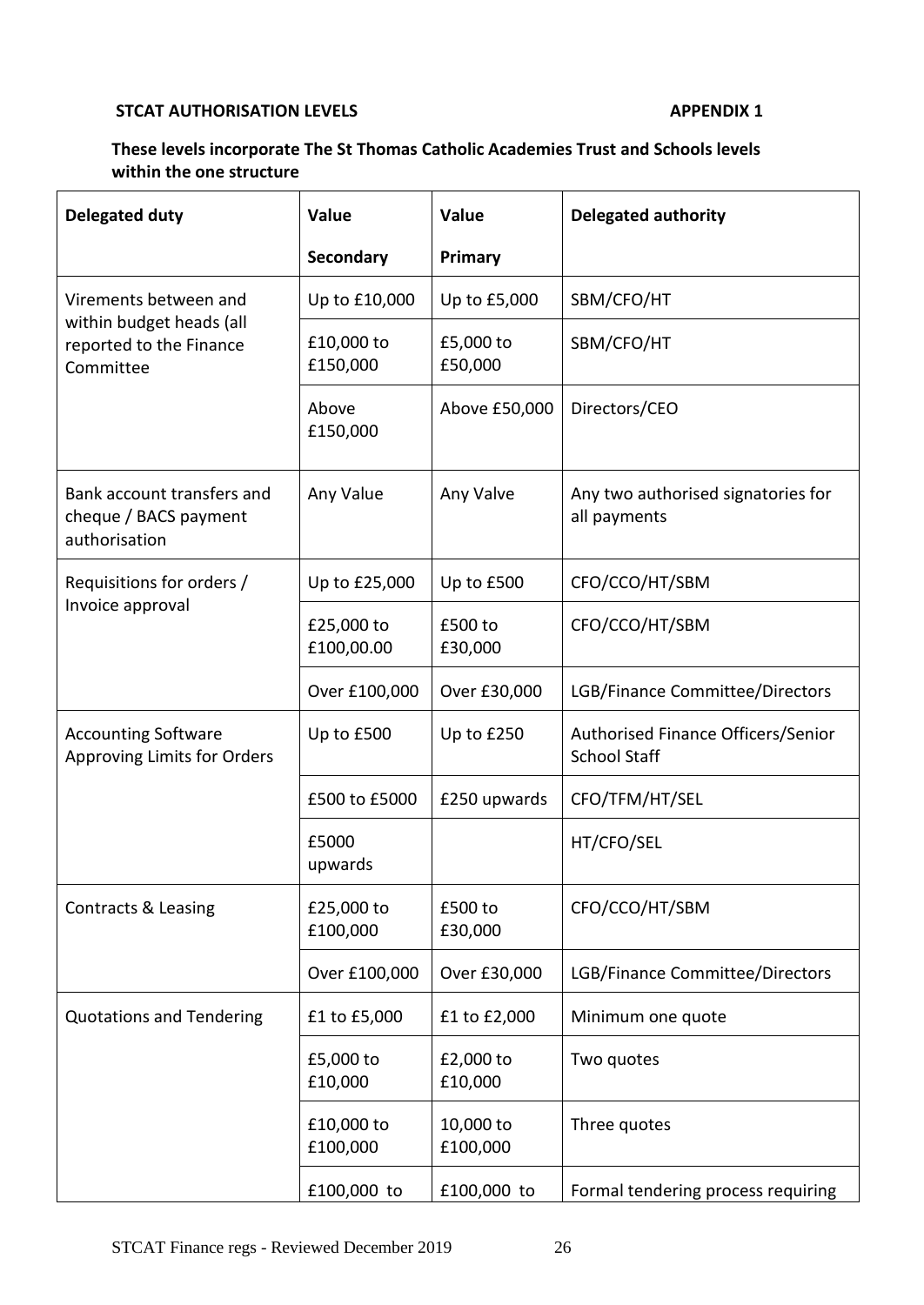**STCAT AUTHORISATION LEVELS** **APPENDIX 1**

**These levels incorporate The St Thomas Catholic Academies Trust and Schools levels within the one structure**

| **Delegated duty** | **Value** **Secondary** | **Value** **Primary** | **Delegated authority** |
|---|---|---|---|
| Virements between and within budget heads (all reported to the Finance Committee | Up to £10,000 | Up to £5,000 | SBM/CFO/HT |
| | £10,000 to £150,000 | £5,000 to £50,000 | SBM/CFO/HT |
| | Above £150,000 | Above £50,000 | Directors/CEO |
| Bank account transfers and cheque / BACS payment authorisation | Any Value | Any Valve | Any two authorised signatories for all payments |
| Requisitions for orders / Invoice approval | Up to £25,000 | Up to £500 | CFO/CCO/HT/SBM |
| | £25,000 to £100,00.00 | £500 to £30,000 | CFO/CCO/HT/SBM |
| | Over £100,000 | Over £30,000 | LGB/Finance Committee/Directors |
| Accounting Software Approving Limits for Orders | Up to £500 | Up to £250 | Authorised Finance Officers/Senior School Staff |
| | £500 to £5000 | £250 upwards | CFO/TFM/HT/SEL |
| | £5000 upwards | | HT/CFO/SEL |
| Contracts & Leasing | £25,000 to £100,000 | £500 to £30,000 | CFO/CCO/HT/SBM |
| | Over £100,000 | Over £30,000 | LGB/Finance Committee/Directors |
| Quotations and Tendering | £1 to £5,000 | £1 to £2,000 | Minimum one quote |
| | £5,000 to £10,000 | £2,000 to £10,000 | Two quotes |
| | £10,000 to £100,000 | 10,000 to £100,000 | Three quotes |
| | £100,000 to | £100,000 to | Formal tendering process requiring |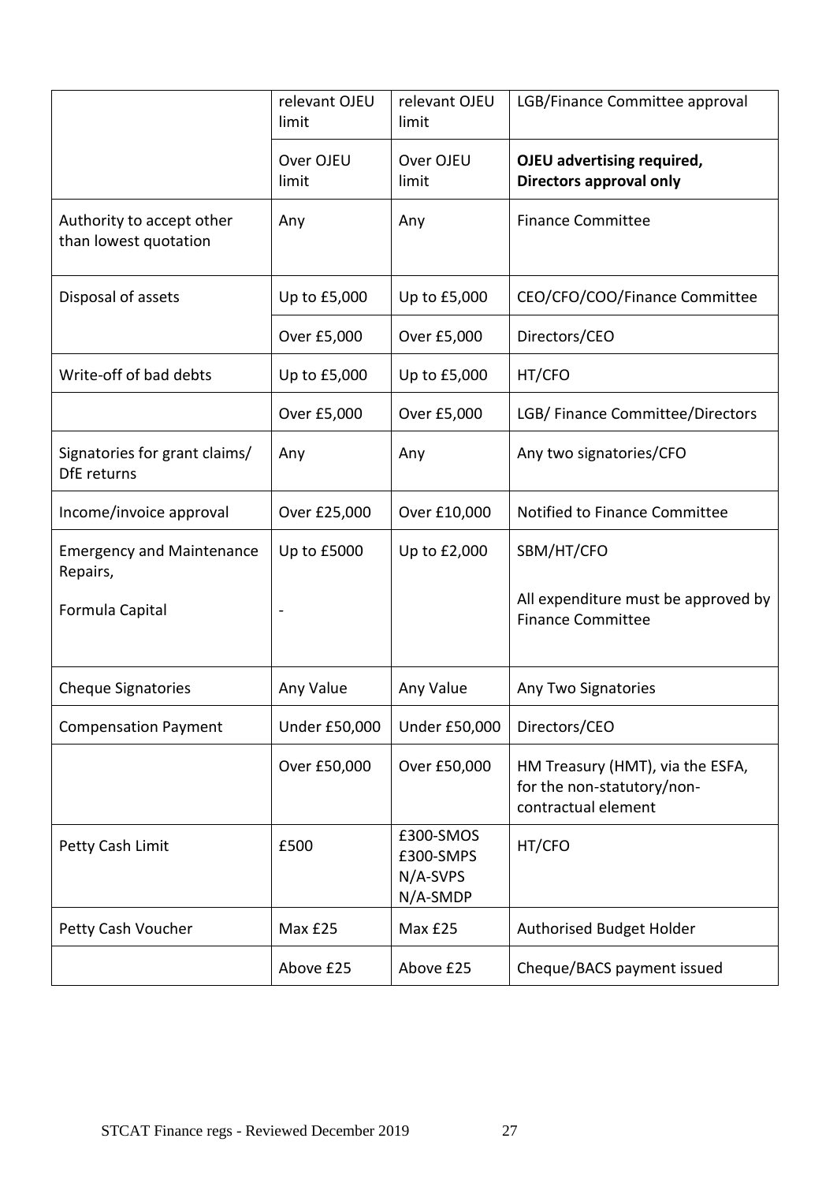| | | | |
|---|---|---|---|
| | relevant OJEU limit | relevant OJEU limit | LGB/Finance Committee approval |
| | Over OJEU limit | Over OJEU limit | **OJEU advertising required, Directors approval only** |
| Authority to accept other than lowest quotation | Any | Any | Finance Committee |
| Disposal of assets | Up to £5,000 | Up to £5,000 | CEO/CFO/COO/Finance Committee |
| | Over £5,000 | Over £5,000 | Directors/CEO |
| Write-off of bad debts | Up to £5,000 | Up to £5,000 | HT/CFO |
| | Over £5,000 | Over £5,000 | LGB/ Finance Committee/Directors |
| Signatories for grant claims/ DfE returns | Any | Any | Any two signatories/CFO |
| Income/invoice approval | Over £25,000 | Over £10,000 | Notified to Finance Committee |
| Emergency and Maintenance Repairs,<br><br>Formula Capital | Up to £5000<br><br>- | Up to £2,000 | SBM/HT/CFO<br><br>All expenditure must be approved by Finance Committee |
| Cheque Signatories | Any Value | Any Value | Any Two Signatories |
| Compensation Payment | Under £50,000 | Under £50,000 | Directors/CEO |
| | Over £50,000 | Over £50,000 | HM Treasury (HMT), via the ESFA, for the non-statutory/non-contractual element |
| Petty Cash Limit | £500 | £300-SMOS<br>£300-SMPS<br>N/A-SVPS<br>N/A-SMDP | HT/CFO |
| Petty Cash Voucher | Max £25 | Max £25 | Authorised Budget Holder |
| | Above £25 | Above £25 | Cheque/BACS payment issued |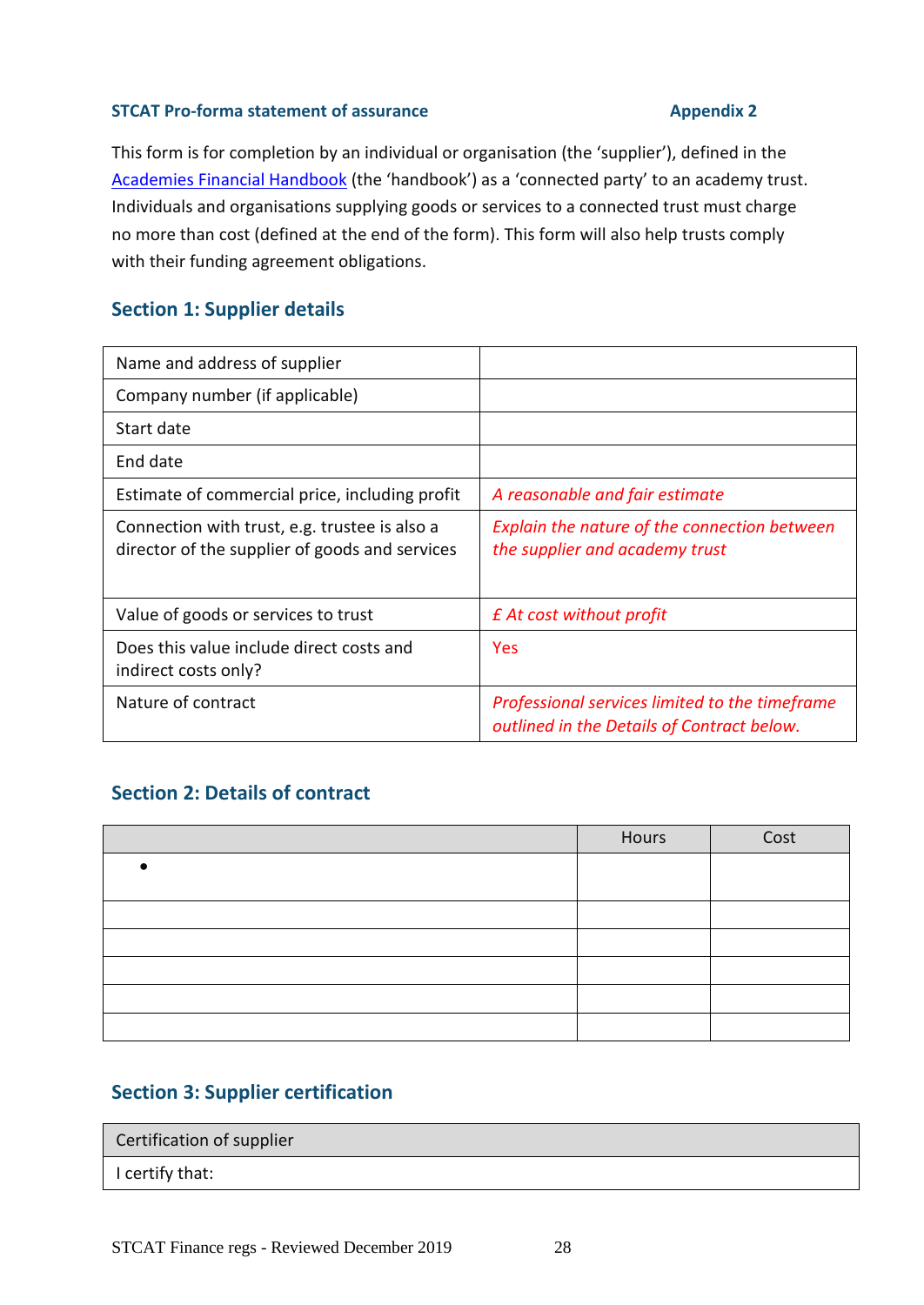**STCAT Pro-forma statement of assurance** **Appendix 2**

This form is for completion by an individual or organisation (the 'supplier'), defined in the [Academies Financial Handbook](Academies Financial Handbook) (the 'handbook') as a 'connected party' to an academy trust. Individuals and organisations supplying goods or services to a connected trust must charge no more than cost (defined at the end of the form). This form will also help trusts comply with their funding agreement obligations.

## Section 1: Supplier details

| | |
|---|---|
| Name and address of supplier | |
| Company number (if applicable) | |
| Start date | |
| End date | |
| Estimate of commercial price, including profit | *A reasonable and fair estimate* |
| Connection with trust, e.g. trustee is also a director of the supplier of goods and services | *Explain the nature of the connection between the supplier and academy trust* |
| Value of goods or services to trust | *£ At cost without profit* |
| Does this value include direct costs and indirect costs only? | Yes |
| Nature of contract | *Professional services limited to the timeframe outlined in the Details of Contract below.* |

## Section 2: Details of contract

| | Hours | Cost |
|---|---|---|
| • | | |
| | | |
| | | |
| | | |
| | | |
| | | |

## Section 3: Supplier certification

| Certification of supplier |
|---|
| I certify that: |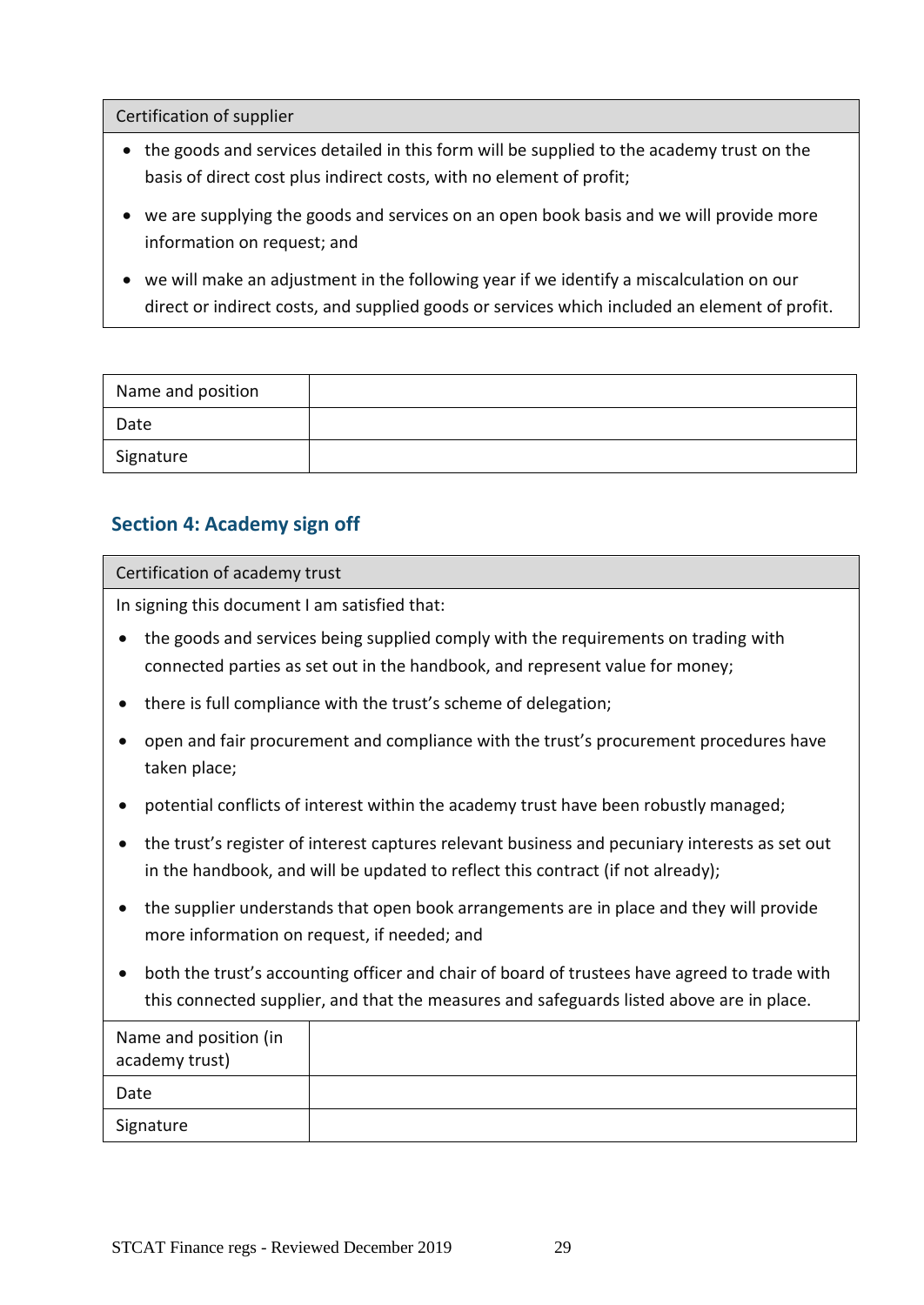| Certification of supplier |
| --- |
| • the goods and services detailed in this form will be supplied to the academy trust on the basis of direct cost plus indirect costs, with no element of profit;<br>• we are supplying the goods and services on an open book basis and we will provide more information on request; and<br>• we will make an adjustment in the following year if we identify a miscalculation on our direct or indirect costs, and supplied goods or services which included an element of profit. |

| Name and position | |
| --- | --- |
| Date | |
| Signature | |

## Section 4: Academy sign off

| Certification of academy trust | |
| --- | --- |
| In signing this document I am satisfied that:<br>• the goods and services being supplied comply with the requirements on trading with connected parties as set out in the handbook, and represent value for money;<br>• there is full compliance with the trust's scheme of delegation;<br>• open and fair procurement and compliance with the trust's procurement procedures have taken place;<br>• potential conflicts of interest within the academy trust have been robustly managed;<br>• the trust's register of interest captures relevant business and pecuniary interests as set out in the handbook, and will be updated to reflect this contract (if not already);<br>• the supplier understands that open book arrangements are in place and they will provide more information on request, if needed; and<br>• both the trust's accounting officer and chair of board of trustees have agreed to trade with this connected supplier, and that the measures and safeguards listed above are in place. | |
| Name and position (in academy trust) | |
| Date | |
| Signature | |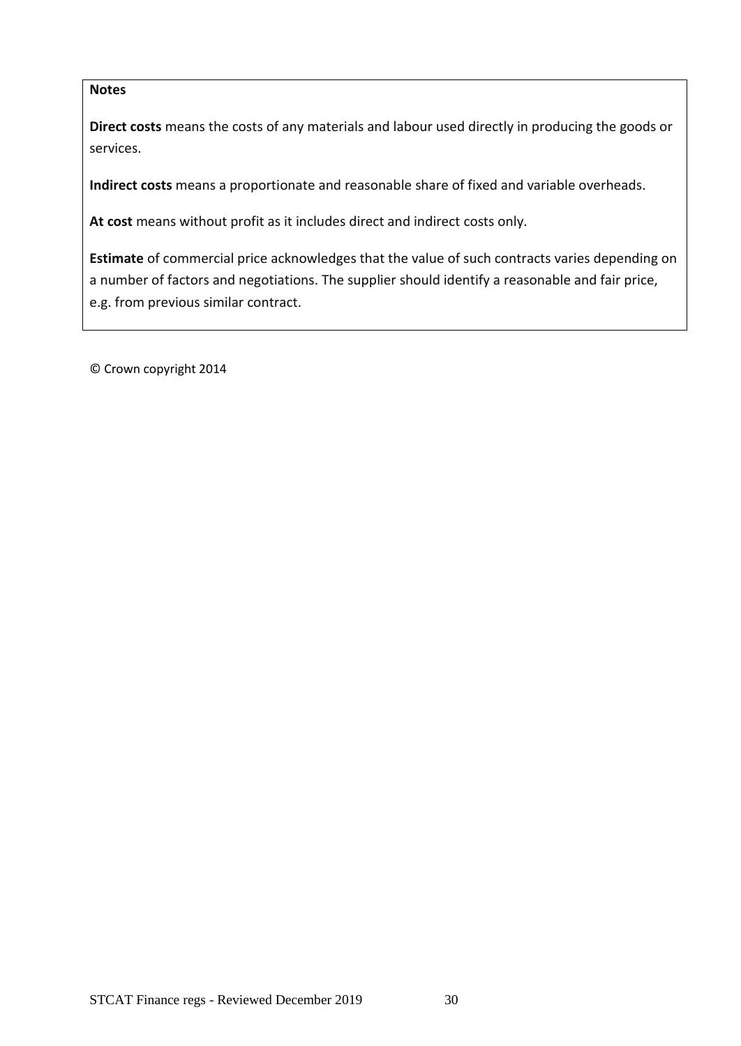**Notes**

**Direct costs** means the costs of any materials and labour used directly in producing the goods or services.

**Indirect costs** means a proportionate and reasonable share of fixed and variable overheads.

**At cost** means without profit as it includes direct and indirect costs only.

**Estimate** of commercial price acknowledges that the value of such contracts varies depending on a number of factors and negotiations. The supplier should identify a reasonable and fair price, e.g. from previous similar contract.

© Crown copyright 2014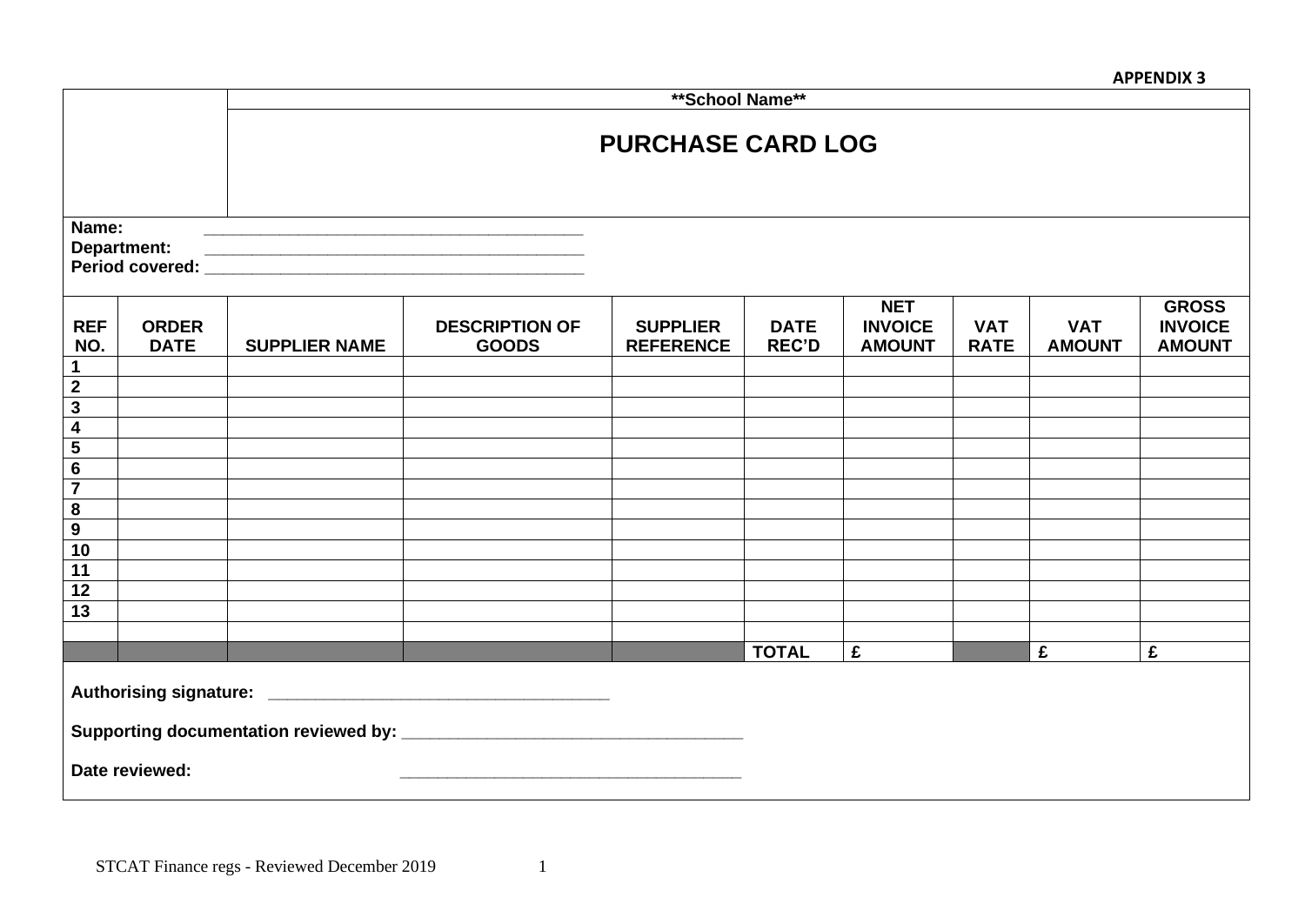**APPENDIX 3**

**School Name**

# PURCHASE CARD LOG

**Name:** ________________________________________

**Department:** ________________________________________

**Period covered:** ________________________________________

| REF NO. | ORDER DATE | SUPPLIER NAME | DESCRIPTION OF GOODS | SUPPLIER REFERENCE | DATE REC'D | NET INVOICE AMOUNT | VAT RATE | VAT AMOUNT | GROSS INVOICE AMOUNT |
|---|---|---|---|---|---|---|---|---|---|
| 1 | | | | | | | | | |
| 2 | | | | | | | | | |
| 3 | | | | | | | | | |
| 4 | | | | | | | | | |
| 5 | | | | | | | | | |
| 6 | | | | | | | | | |
| 7 | | | | | | | | | |
| 8 | | | | | | | | | |
| 9 | | | | | | | | | |
| 10 | | | | | | | | | |
| 11 | | | | | | | | | |
| 12 | | | | | | | | | |
| 13 | | | | | | | | | |
| | | | | | | | | | |
| | | | | | **TOTAL** | £ | | £ | £ |

**Authorising signature:** ____________________________________

**Supporting documentation reviewed by:** ____________________________________

**Date reviewed:** ____________________________________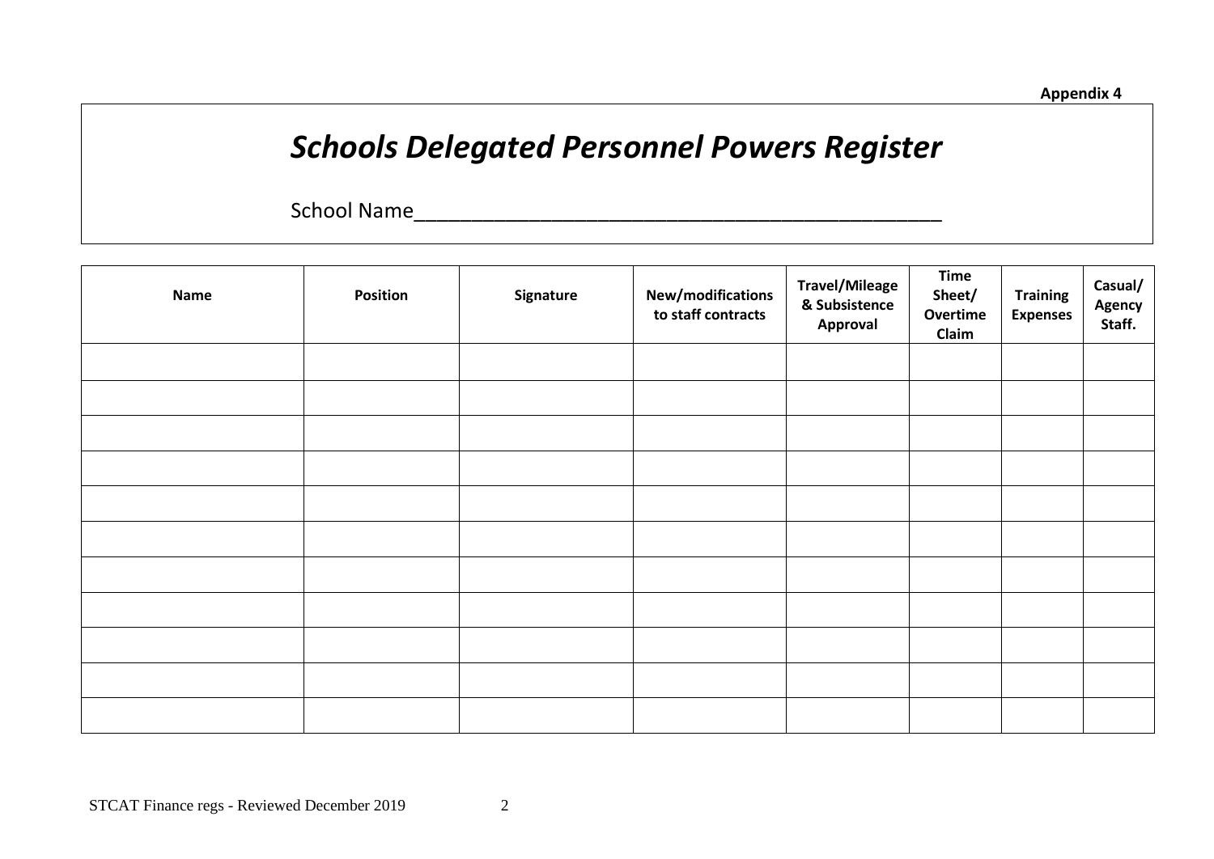Appendix 4

# *Schools Delegated Personnel Powers Register*

School Name_______________________________________________

| Name | Position | Signature | New/modifications to staff contracts | Travel/Mileage & Subsistence Approval | Time Sheet/ Overtime Claim | Training Expenses | Casual/ Agency Staff. |
|---|---|---|---|---|---|---|---|
| | | | | | | | |
| | | | | | | | |
| | | | | | | | |
| | | | | | | | |
| | | | | | | | |
| | | | | | | | |
| | | | | | | | |
| | | | | | | | |
| | | | | | | | |
| | | | | | | | |
| | | | | | | | |